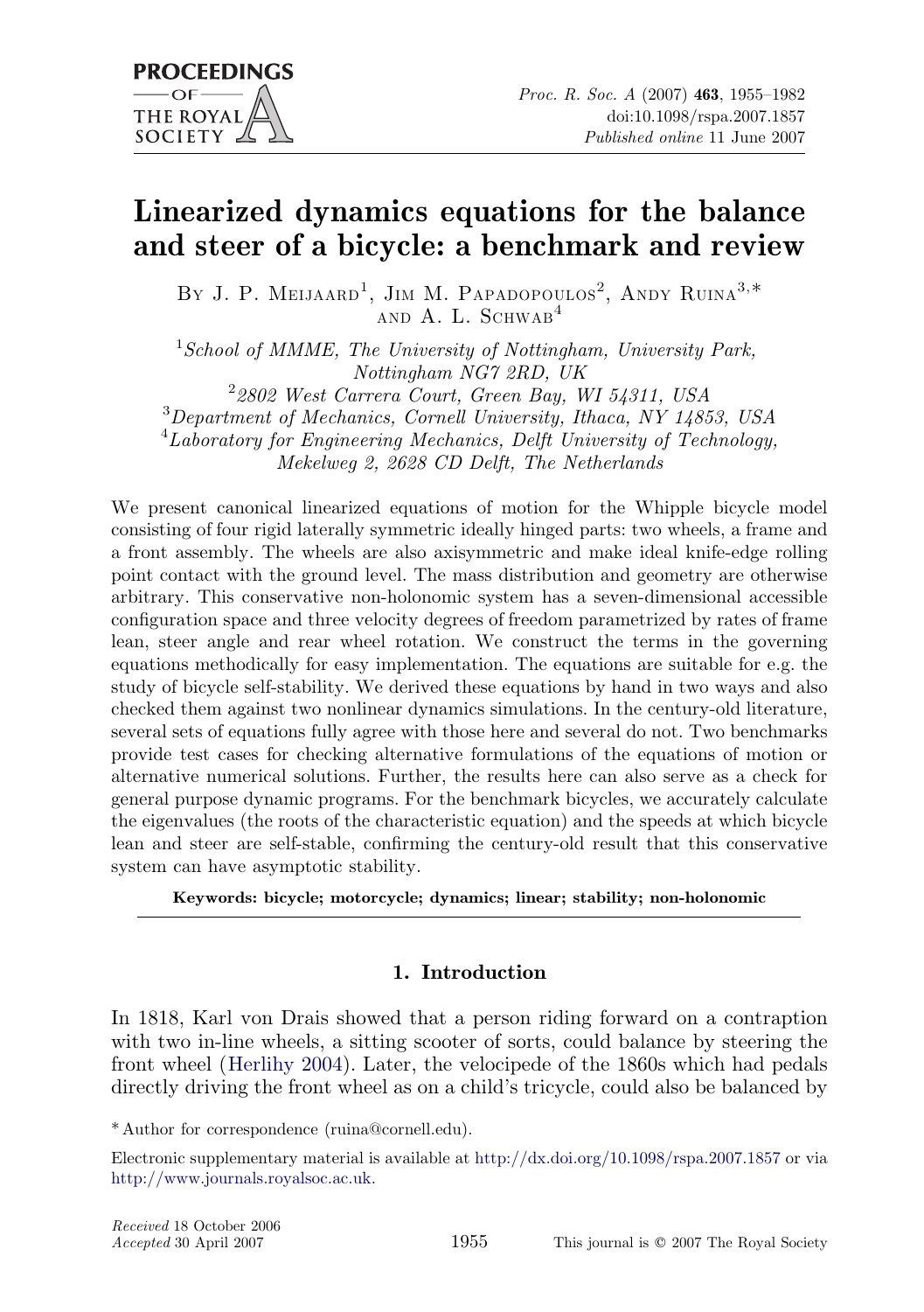# Linearized dynamics equations for the balance and steer of a bicycle: a benchmark and review

BY J. P. MEIJAARD[1], JIM M. PAPADOPOULOS[2], ANDY RUINA[3,*] AND A. L. SCHWAB[4]

[1]*School of MMME, The University of Nottingham, University Park, Nottingham NG7 2RD, UK*
[2]*2802 West Carrera Court, Green Bay, WI 54311, USA*
[3]*Department of Mechanics, Cornell University, Ithaca, NY 14853, USA*
[4]*Laboratory for Engineering Mechanics, Delft University of Technology, Mekelweg 2, 2628 CD Delft, The Netherlands*

We present canonical linearized equations of motion for the Whipple bicycle model consisting of four rigid laterally symmetric ideally hinged parts: two wheels, a frame and a front assembly. The wheels are also axisymmetric and make ideal knife-edge rolling point contact with the ground level. The mass distribution and geometry are otherwise arbitrary. This conservative non-holonomic system has a seven-dimensional accessible configuration space and three velocity degrees of freedom parametrized by rates of frame lean, steer angle and rear wheel rotation. We construct the terms in the governing equations methodically for easy implementation. The equations are suitable for e.g. the study of bicycle self-stability. We derived these equations by hand in two ways and also checked them against two nonlinear dynamics simulations. In the century-old literature, several sets of equations fully agree with those here and several do not. Two benchmarks provide test cases for checking alternative formulations of the equations of motion or alternative numerical solutions. Further, the results here can also serve as a check for general purpose dynamic programs. For the benchmark bicycles, we accurately calculate the eigenvalues (the roots of the characteristic equation) and the speeds at which bicycle lean and steer are self-stable, confirming the century-old result that this conservative system can have asymptotic stability.

**Keywords: bicycle; motorcycle; dynamics; linear; stability; non-holonomic**

## 1. Introduction

In 1818, Karl von Drais showed that a person riding forward on a contraption with two in-line wheels, a sitting scooter of sorts, could balance by steering the front wheel (Herlihy 2004). Later, the velocipede of the 1860s which had pedals directly driving the front wheel as on a child's tricycle, could also be balanced by

\* Author for correspondence (ruina@cornell.edu).

Electronic supplementary material is available at http://dx.doi.org/10.1098/rspa.2007.1857 or via http://www.journals.royalsoc.ac.uk.

*Received* 18 October 2006
*Accepted* 30 April 2007

This journal is © 2007 The Royal Society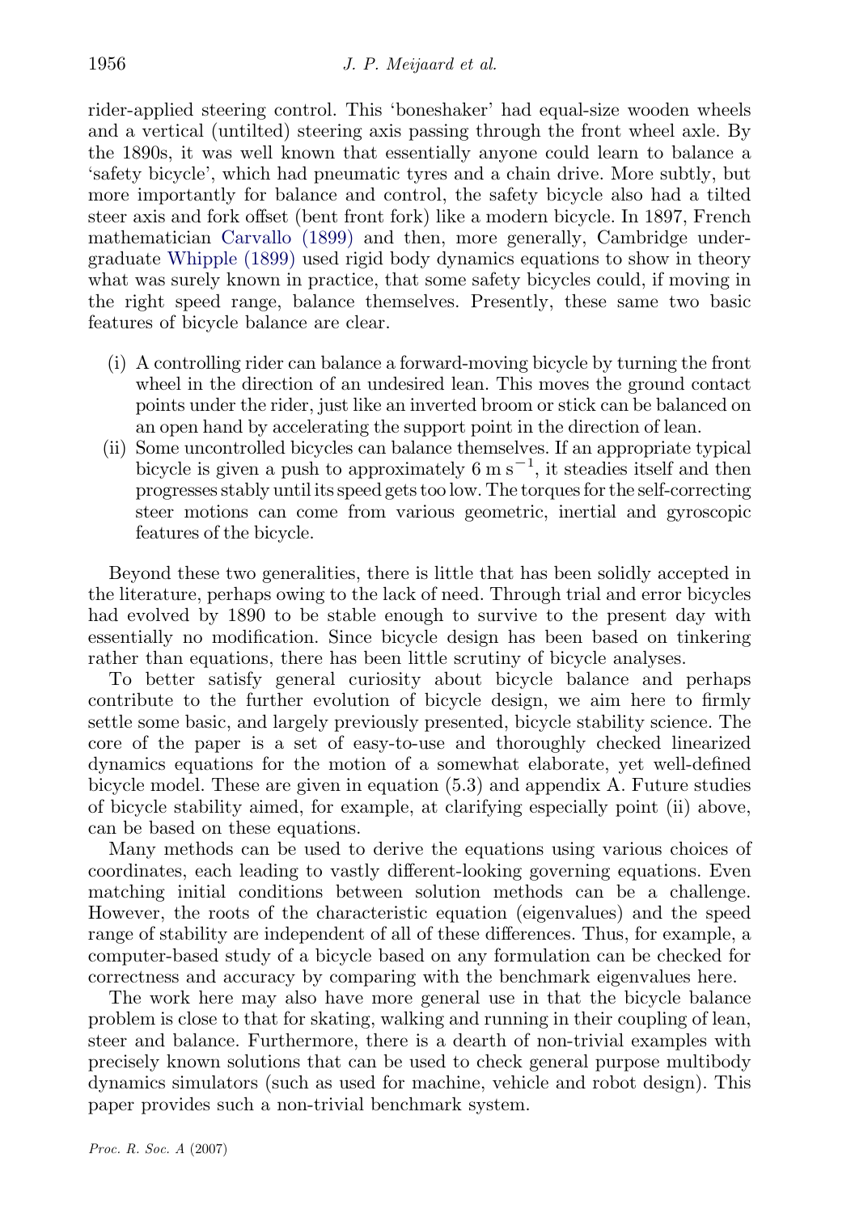rider-applied steering control. This 'boneshaker' had equal-size wooden wheels and a vertical (untilted) steering axis passing through the front wheel axle. By the 1890s, it was well known that essentially anyone could learn to balance a 'safety bicycle', which had pneumatic tyres and a chain drive. More subtly, but more importantly for balance and control, the safety bicycle also had a tilted steer axis and fork offset (bent front fork) like a modern bicycle. In 1897, French mathematician Carvallo (1899) and then, more generally, Cambridge undergraduate Whipple (1899) used rigid body dynamics equations to show in theory what was surely known in practice, that some safety bicycles could, if moving in the right speed range, balance themselves. Presently, these same two basic features of bicycle balance are clear.

- (i) A controlling rider can balance a forward-moving bicycle by turning the front wheel in the direction of an undesired lean. This moves the ground contact points under the rider, just like an inverted broom or stick can be balanced on an open hand by accelerating the support point in the direction of lean.
- (ii) Some uncontrolled bicycles can balance themselves. If an appropriate typical bicycle is given a push to approximately $6\ \mathrm{m\,s^{-1}}$, it steadies itself and then progresses stably until its speed gets too low. The torques for the self-correcting steer motions can come from various geometric, inertial and gyroscopic features of the bicycle.

Beyond these two generalities, there is little that has been solidly accepted in the literature, perhaps owing to the lack of need. Through trial and error bicycles had evolved by 1890 to be stable enough to survive to the present day with essentially no modification. Since bicycle design has been based on tinkering rather than equations, there has been little scrutiny of bicycle analyses.

To better satisfy general curiosity about bicycle balance and perhaps contribute to the further evolution of bicycle design, we aim here to firmly settle some basic, and largely previously presented, bicycle stability science. The core of the paper is a set of easy-to-use and thoroughly checked linearized dynamics equations for the motion of a somewhat elaborate, yet well-defined bicycle model. These are given in equation (5.3) and appendix A. Future studies of bicycle stability aimed, for example, at clarifying especially point (ii) above, can be based on these equations.

Many methods can be used to derive the equations using various choices of coordinates, each leading to vastly different-looking governing equations. Even matching initial conditions between solution methods can be a challenge. However, the roots of the characteristic equation (eigenvalues) and the speed range of stability are independent of all of these differences. Thus, for example, a computer-based study of a bicycle based on any formulation can be checked for correctness and accuracy by comparing with the benchmark eigenvalues here.

The work here may also have more general use in that the bicycle balance problem is close to that for skating, walking and running in their coupling of lean, steer and balance. Furthermore, there is a dearth of non-trivial examples with precisely known solutions that can be used to check general purpose multibody dynamics simulators (such as used for machine, vehicle and robot design). This paper provides such a non-trivial benchmark system.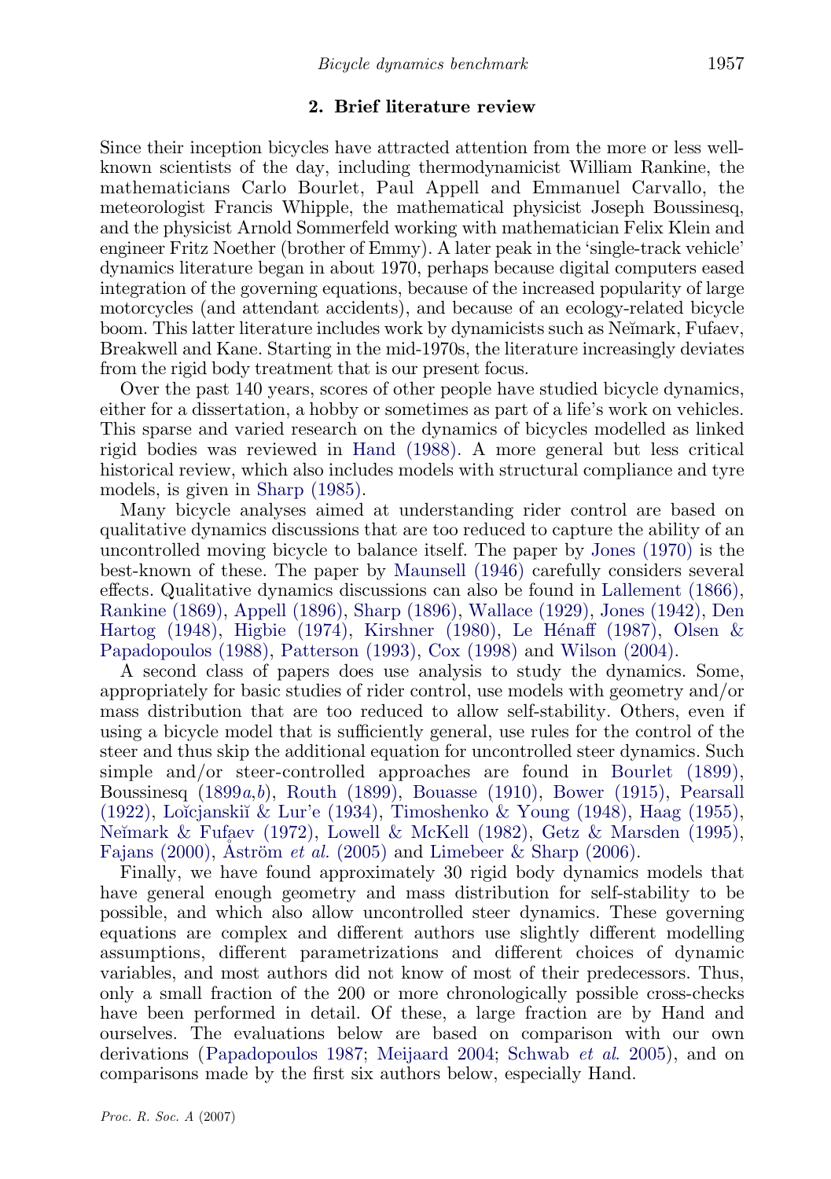## 2. Brief literature review

Since their inception bicycles have attracted attention from the more or less well-known scientists of the day, including thermodynamicist William Rankine, the mathematicians Carlo Bourlet, Paul Appell and Emmanuel Carvallo, the meteorologist Francis Whipple, the mathematical physicist Joseph Boussinesq, and the physicist Arnold Sommerfeld working with mathematician Felix Klein and engineer Fritz Noether (brother of Emmy). A later peak in the 'single-track vehicle' dynamics literature began in about 1970, perhaps because digital computers eased integration of the governing equations, because of the increased popularity of large motorcycles (and attendant accidents), and because of an ecology-related bicycle boom. This latter literature includes work by dynamicists such as Neĭmark, Fufaev, Breakwell and Kane. Starting in the mid-1970s, the literature increasingly deviates from the rigid body treatment that is our present focus.

Over the past 140 years, scores of other people have studied bicycle dynamics, either for a dissertation, a hobby or sometimes as part of a life's work on vehicles. This sparse and varied research on the dynamics of bicycles modelled as linked rigid bodies was reviewed in Hand (1988). A more general but less critical historical review, which also includes models with structural compliance and tyre models, is given in Sharp (1985).

Many bicycle analyses aimed at understanding rider control are based on qualitative dynamics discussions that are too reduced to capture the ability of an uncontrolled moving bicycle to balance itself. The paper by Jones (1970) is the best-known of these. The paper by Maunsell (1946) carefully considers several effects. Qualitative dynamics discussions can also be found in Lallement (1866), Rankine (1869), Appell (1896), Sharp (1896), Wallace (1929), Jones (1942), Den Hartog (1948), Higbie (1974), Kirshner (1980), Le Hénaff (1987), Olsen & Papadopoulos (1988), Patterson (1993), Cox (1998) and Wilson (2004).

A second class of papers does use analysis to study the dynamics. Some, appropriately for basic studies of rider control, use models with geometry and/or mass distribution that are too reduced to allow self-stability. Others, even if using a bicycle model that is sufficiently general, use rules for the control of the steer and thus skip the additional equation for uncontrolled steer dynamics. Such simple and/or steer-controlled approaches are found in Bourlet (1899), Boussinesq (1899*a*,*b*), Routh (1899), Bouasse (1910), Bower (1915), Pearsall (1922), Loĭcjanskiĭ & Lur'e (1934), Timoshenko & Young (1948), Haag (1955), Neĭmark & Fufaev (1972), Lowell & McKell (1982), Getz & Marsden (1995), Fajans (2000), Åström *et al.* (2005) and Limebeer & Sharp (2006).

Finally, we have found approximately 30 rigid body dynamics models that have general enough geometry and mass distribution for self-stability to be possible, and which also allow uncontrolled steer dynamics. These governing equations are complex and different authors use slightly different modelling assumptions, different parametrizations and different choices of dynamic variables, and most authors did not know of most of their predecessors. Thus, only a small fraction of the 200 or more chronologically possible cross-checks have been performed in detail. Of these, a large fraction are by Hand and ourselves. The evaluations below are based on comparison with our own derivations (Papadopoulos 1987; Meijaard 2004; Schwab *et al*. 2005), and on comparisons made by the first six authors below, especially Hand.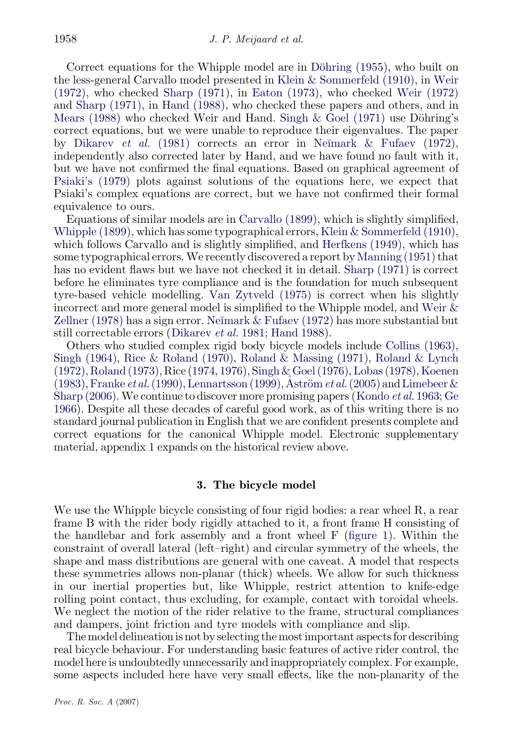Correct equations for the Whipple model are in Döhring (1955), who built on the less-general Carvallo model presented in Klein & Sommerfeld (1910), in Weir (1972), who checked Sharp (1971), in Eaton (1973), who checked Weir (1972) and Sharp (1971), in Hand (1988), who checked these papers and others, and in Mears (1988) who checked Weir and Hand. Singh & Goel (1971) use Döhring's correct equations, but we were unable to reproduce their eigenvalues. The paper by Dikarev *et al.* (1981) corrects an error in Neĭmark & Fufaev (1972), independently also corrected later by Hand, and we have found no fault with it, but we have not confirmed the final equations. Based on graphical agreement of Psiaki's (1979) plots against solutions of the equations here, we expect that Psiaki's complex equations are correct, but we have not confirmed their formal equivalence to ours.

Equations of similar models are in Carvallo (1899), which is slightly simplified, Whipple (1899), which has some typographical errors, Klein & Sommerfeld (1910), which follows Carvallo and is slightly simplified, and Herfkens (1949), which has some typographical errors. We recently discovered a report by Manning (1951) that has no evident flaws but we have not checked it in detail. Sharp (1971) is correct before he eliminates tyre compliance and is the foundation for much subsequent tyre-based vehicle modelling. Van Zytveld (1975) is correct when his slightly incorrect and more general model is simplified to the Whipple model, and Weir & Zellner (1978) has a sign error. Neĭmark & Fufaev (1972) has more substantial but still correctable errors (Dikarev *et al.* 1981; Hand 1988).

Others who studied complex rigid body bicycle models include Collins (1963), Singh (1964), Rice & Roland (1970), Roland & Massing (1971), Roland & Lynch (1972), Roland (1973), Rice (1974, 1976), Singh & Goel (1976), Lobas (1978), Koenen (1983), Franke *et al.* (1990), Lennartsson (1999), Åström *et al.* (2005) and Limebeer & Sharp (2006). We continue to discover more promising papers (Kondo *et al.* 1963; Ge 1966). Despite all these decades of careful good work, as of this writing there is no standard journal publication in English that we are confident presents complete and correct equations for the canonical Whipple model. Electronic supplementary material, appendix 1 expands on the historical review above.

## 3. The bicycle model

We use the Whipple bicycle consisting of four rigid bodies: a rear wheel R, a rear frame B with the rider body rigidly attached to it, a front frame H consisting of the handlebar and fork assembly and a front wheel F (figure 1). Within the constraint of overall lateral (left–right) and circular symmetry of the wheels, the shape and mass distributions are general with one caveat. A model that respects these symmetries allows non-planar (thick) wheels. We allow for such thickness in our inertial properties but, like Whipple, restrict attention to knife-edge rolling point contact, thus excluding, for example, contact with toroidal wheels. We neglect the motion of the rider relative to the frame, structural compliances and dampers, joint friction and tyre models with compliance and slip.

The model delineation is not by selecting the most important aspects for describing real bicycle behaviour. For understanding basic features of active rider control, the model here is undoubtedly unnecessarily and inappropriately complex. For example, some aspects included here have very small effects, like the non-planarity of the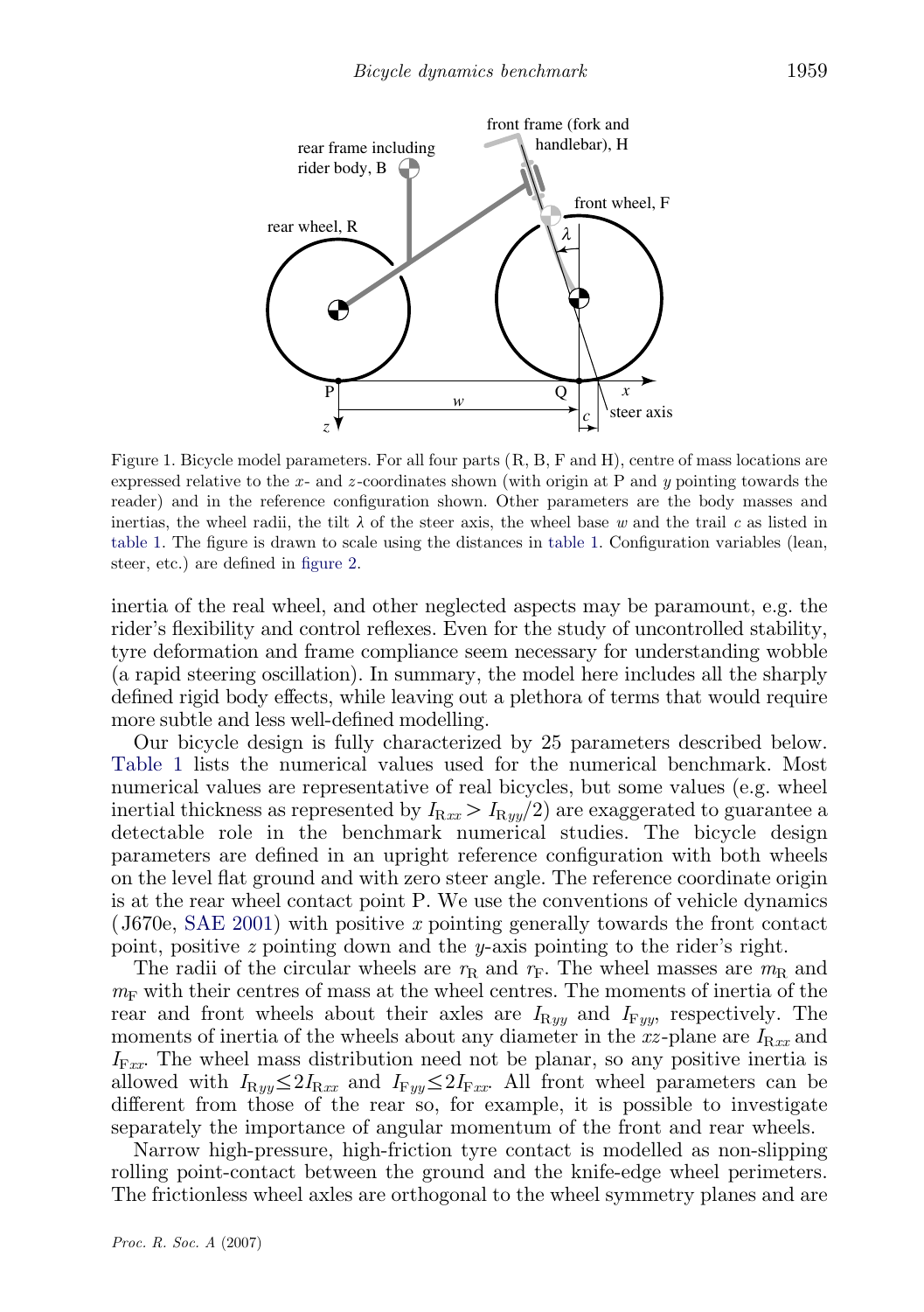Figure 1. Bicycle model parameters. For all four parts (R, B, F and H), centre of mass locations are expressed relative to the $x$- and $z$-coordinates shown (with origin at P and $y$ pointing towards the reader) and in the reference configuration shown. Other parameters are the body masses and inertias, the wheel radii, the tilt $\lambda$ of the steer axis, the wheel base $w$ and the trail $c$ as listed in table 1. The figure is drawn to scale using the distances in table 1. Configuration variables (lean, steer, etc.) are defined in figure 2.

inertia of the real wheel, and other neglected aspects may be paramount, e.g. the rider's flexibility and control reflexes. Even for the study of uncontrolled stability, tyre deformation and frame compliance seem necessary for understanding wobble (a rapid steering oscillation). In summary, the model here includes all the sharply defined rigid body effects, while leaving out a plethora of terms that would require more subtle and less well-defined modelling.

Our bicycle design is fully characterized by 25 parameters described below. Table 1 lists the numerical values used for the numerical benchmark. Most numerical values are representative of real bicycles, but some values (e.g. wheel inertial thickness as represented by $I_{Rxx} > I_{Ryy}/2$) are exaggerated to guarantee a detectable role in the benchmark numerical studies. The bicycle design parameters are defined in an upright reference configuration with both wheels on the level flat ground and with zero steer angle. The reference coordinate origin is at the rear wheel contact point P. We use the conventions of vehicle dynamics (J670e, SAE 2001) with positive $x$ pointing generally towards the front contact point, positive $z$ pointing down and the $y$-axis pointing to the rider's right.

The radii of the circular wheels are $r_R$ and $r_F$. The wheel masses are $m_R$ and $m_F$ with their centres of mass at the wheel centres. The moments of inertia of the rear and front wheels about their axles are $I_{Ryy}$ and $I_{Fyy}$, respectively. The moments of inertia of the wheels about any diameter in the $xz$-plane are $I_{Rxx}$ and $I_{Fxx}$. The wheel mass distribution need not be planar, so any positive inertia is allowed with $I_{Ryy} \leq 2I_{Rxx}$ and $I_{Fyy} \leq 2I_{Fxx}$. All front wheel parameters can be different from those of the rear so, for example, it is possible to investigate separately the importance of angular momentum of the front and rear wheels.

Narrow high-pressure, high-friction tyre contact is modelled as non-slipping rolling point-contact between the ground and the knife-edge wheel perimeters. The frictionless wheel axles are orthogonal to the wheel symmetry planes and are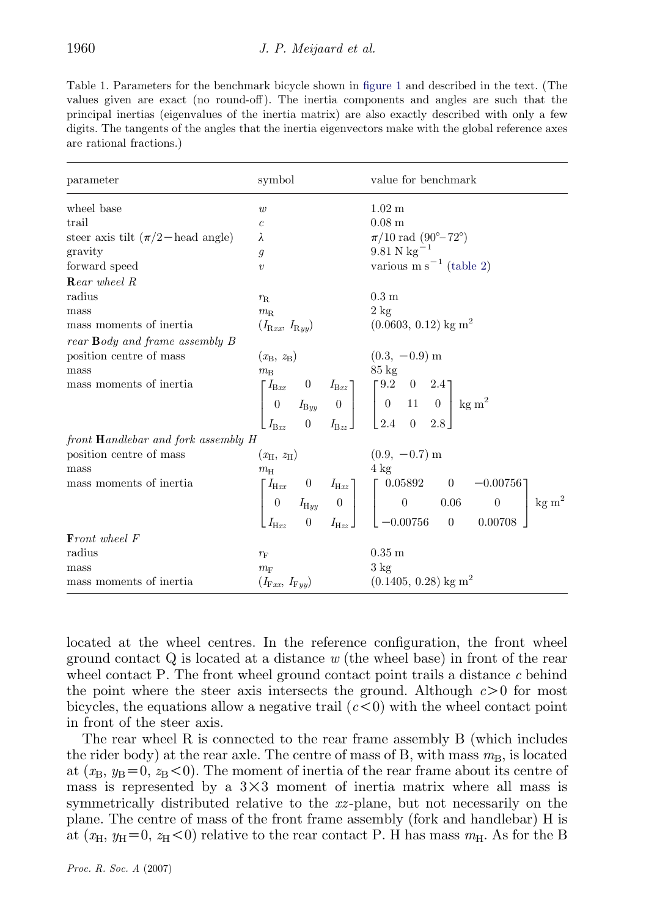Table 1. Parameters for the benchmark bicycle shown in figure 1 and described in the text. (The values given are exact (no round-off). The inertia components and angles are such that the principal inertias (eigenvalues of the inertia matrix) are also exactly described with only a few digits. The tangents of the angles that the inertia eigenvectors make with the global reference axes are rational fractions.)

| parameter | symbol | value for benchmark |
|---|---|---|
| wheel base | $w$ | 1.02 m |
| trail | $c$ | 0.08 m |
| steer axis tilt ($\pi/2-$head angle) | $\lambda$ | $\pi/10$ rad (90°− 72°) |
| gravity | $g$ | 9.81 N kg$^{-1}$ |
| forward speed | $v$ | various m s$^{-1}$ (table 2) |
| **R***ear wheel R* | | |
| radius | $r_{\rm R}$ | 0.3 m |
| mass | $m_{\rm R}$ | 2 kg |
| mass moments of inertia | $(I_{{\rm R}xx}, I_{{\rm R}yy})$ | (0.0603, 0.12) kg m$^2$ |
| *rear* **B***ody and frame assembly B* | | |
| position centre of mass | $(x_{\rm B}, z_{\rm B})$ | (0.3, −0.9) m |
| mass | $m_{\rm B}$ | 85 kg |
| mass moments of inertia | $\begin{bmatrix} I_{{\rm B}xx} & 0 & I_{{\rm B}xz} \\ 0 & I_{{\rm B}yy} & 0 \\ I_{{\rm B}xz} & 0 & I_{{\rm B}zz} \end{bmatrix}$ | $\begin{bmatrix} 9.2 & 0 & 2.4 \\ 0 & 11 & 0 \\ 2.4 & 0 & 2.8 \end{bmatrix}$ kg m$^2$ |
| *front* **H***andlebar and fork assembly H* | | |
| position centre of mass | $(x_{\rm H}, z_{\rm H})$ | (0.9, −0.7) m |
| mass | $m_{\rm H}$ | 4 kg |
| mass moments of inertia | $\begin{bmatrix} I_{{\rm H}xx} & 0 & I_{{\rm H}xz} \\ 0 & I_{{\rm H}yy} & 0 \\ I_{{\rm H}xz} & 0 & I_{{\rm H}zz} \end{bmatrix}$ | $\begin{bmatrix} 0.05892 & 0 & -0.00756 \\ 0 & 0.06 & 0 \\ -0.00756 & 0 & 0.00708 \end{bmatrix}$ kg m$^2$ |
| **F***ront wheel F* | | |
| radius | $r_{\rm F}$ | 0.35 m |
| mass | $m_{\rm F}$ | 3 kg |
| mass moments of inertia | $(I_{{\rm F}xx}, I_{{\rm F}yy})$ | (0.1405, 0.28) kg m$^2$ |

located at the wheel centres. In the reference configuration, the front wheel ground contact Q is located at a distance $w$ (the wheel base) in front of the rear wheel contact P. The front wheel ground contact point trails a distance $c$ behind the point where the steer axis intersects the ground. Although $c>0$ for most bicycles, the equations allow a negative trail ($c<0$) with the wheel contact point in front of the steer axis.

The rear wheel R is connected to the rear frame assembly B (which includes the rider body) at the rear axle. The centre of mass of B, with mass $m_{\rm B}$, is located at ($x_{\rm B}$, $y_{\rm B}=0$, $z_{\rm B}<0$). The moment of inertia of the rear frame about its centre of mass is represented by a 3×3 moment of inertia matrix where all mass is symmetrically distributed relative to the $xz$-plane, but not necessarily on the plane. The centre of mass of the front frame assembly (fork and handlebar) H is at ($x_{\rm H}$, $y_{\rm H}=0$, $z_{\rm H}<0$) relative to the rear contact P. H has mass $m_{\rm H}$. As for the B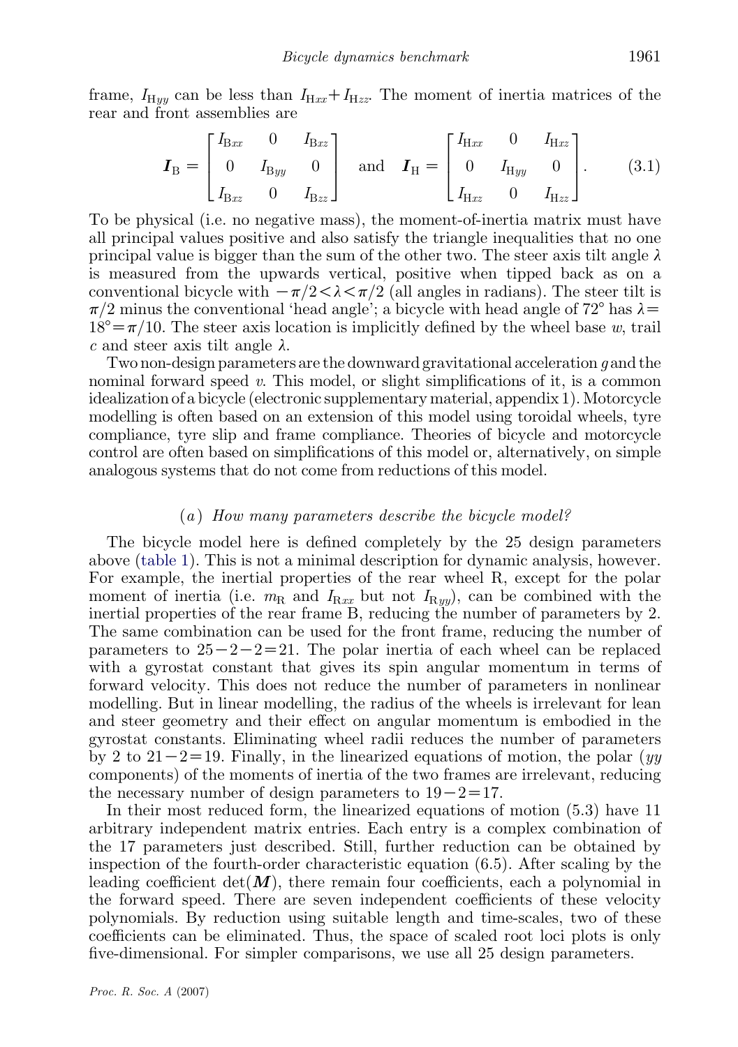frame, $I_{\mathrm{H}yy}$ can be less than $I_{\mathrm{H}xx}+I_{\mathrm{H}zz}$. The moment of inertia matrices of the rear and front assemblies are

$$\boldsymbol{I}_{\mathrm{B}}=\begin{bmatrix} I_{\mathrm{B}xx} & 0 & I_{\mathrm{B}xz} \\ 0 & I_{\mathrm{B}yy} & 0 \\ I_{\mathrm{B}xz} & 0 & I_{\mathrm{B}zz} \end{bmatrix} \quad \text{and} \quad \boldsymbol{I}_{\mathrm{H}}=\begin{bmatrix} I_{\mathrm{H}xx} & 0 & I_{\mathrm{H}xz} \\ 0 & I_{\mathrm{H}yy} & 0 \\ I_{\mathrm{H}xz} & 0 & I_{\mathrm{H}zz} \end{bmatrix}. \tag{3.1}$$

To be physical (i.e. no negative mass), the moment-of-inertia matrix must have all principal values positive and also satisfy the triangle inequalities that no one principal value is bigger than the sum of the other two. The steer axis tilt angle $\lambda$ is measured from the upwards vertical, positive when tipped back as on a conventional bicycle with $-\pi/2<\lambda<\pi/2$ (all angles in radians). The steer tilt is $\pi/2$ minus the conventional 'head angle'; a bicycle with head angle of 72° has $\lambda = 18° = \pi/10$. The steer axis location is implicitly defined by the wheel base $w$, trail $c$ and steer axis tilt angle $\lambda$.

Two non-design parameters are the downward gravitational acceleration $g$ and the nominal forward speed $v$. This model, or slight simplifications of it, is a common idealization of a bicycle (electronic supplementary material, appendix 1). Motorcycle modelling is often based on an extension of this model using toroidal wheels, tyre compliance, tyre slip and frame compliance. Theories of bicycle and motorcycle control are often based on simplifications of this model or, alternatively, on simple analogous systems that do not come from reductions of this model.

### (*a*) *How many parameters describe the bicycle model?*

The bicycle model here is defined completely by the 25 design parameters above (table 1). This is not a minimal description for dynamic analysis, however. For example, the inertial properties of the rear wheel R, except for the polar moment of inertia (i.e. $m_{\mathrm{R}}$ and $I_{\mathrm{R}xx}$ but not $I_{\mathrm{R}yy}$), can be combined with the inertial properties of the rear frame B, reducing the number of parameters by 2. The same combination can be used for the front frame, reducing the number of parameters to $25-2-2=21$. The polar inertia of each wheel can be replaced with a gyrostat constant that gives its spin angular momentum in terms of forward velocity. This does not reduce the number of parameters in nonlinear modelling. But in linear modelling, the radius of the wheels is irrelevant for lean and steer geometry and their effect on angular momentum is embodied in the gyrostat constants. Eliminating wheel radii reduces the number of parameters by 2 to $21-2=19$. Finally, in the linearized equations of motion, the polar ($yy$ components) of the moments of inertia of the two frames are irrelevant, reducing the necessary number of design parameters to $19-2=17$.

In their most reduced form, the linearized equations of motion (5.3) have 11 arbitrary independent matrix entries. Each entry is a complex combination of the 17 parameters just described. Still, further reduction can be obtained by inspection of the fourth-order characteristic equation (6.5). After scaling by the leading coefficient $\det(\boldsymbol{M})$, there remain four coefficients, each a polynomial in the forward speed. There are seven independent coefficients of these velocity polynomials. By reduction using suitable length and time-scales, two of these coefficients can be eliminated. Thus, the space of scaled root loci plots is only five-dimensional. For simpler comparisons, we use all 25 design parameters.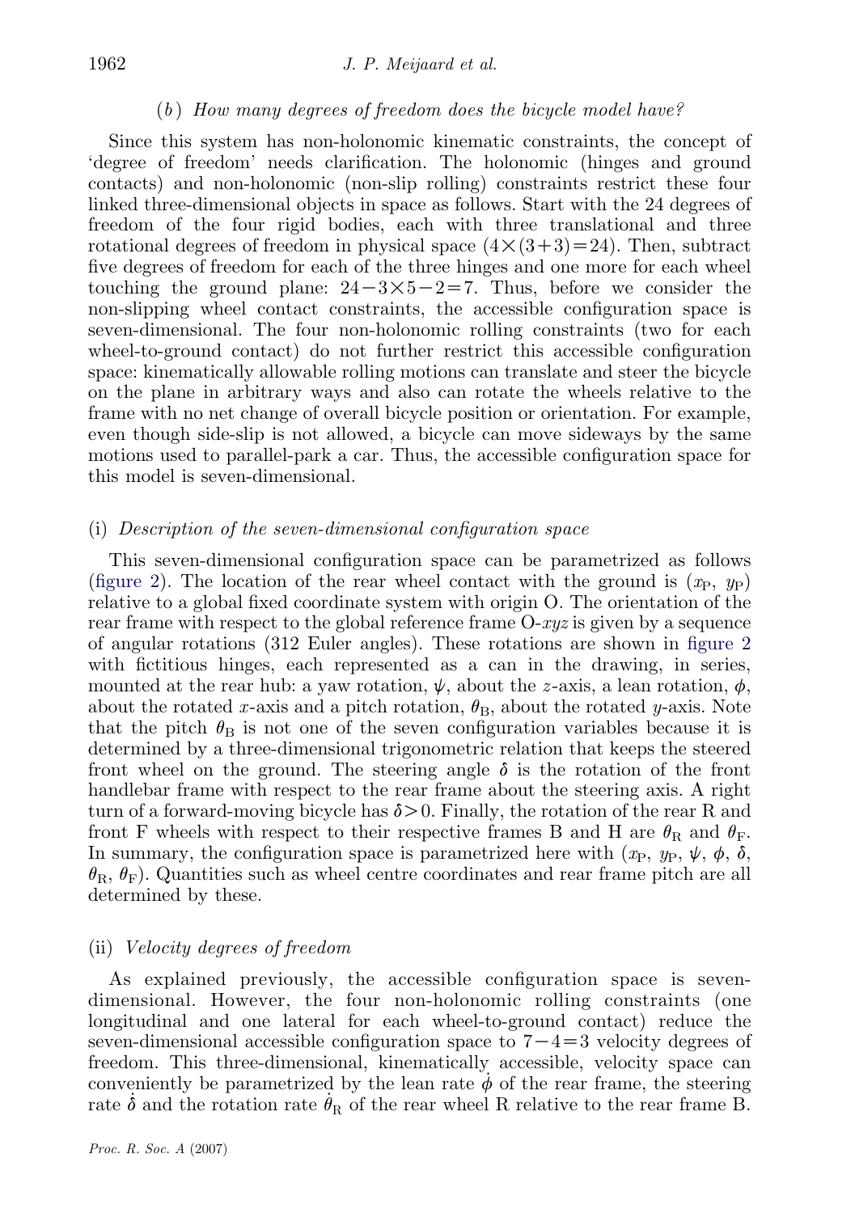### (*b*) *How many degrees of freedom does the bicycle model have?*

Since this system has non-holonomic kinematic constraints, the concept of 'degree of freedom' needs clarification. The holonomic (hinges and ground contacts) and non-holonomic (non-slip rolling) constraints restrict these four linked three-dimensional objects in space as follows. Start with the 24 degrees of freedom of the four rigid bodies, each with three translational and three rotational degrees of freedom in physical space $(4\times(3+3)=24)$. Then, subtract five degrees of freedom for each of the three hinges and one more for each wheel touching the ground plane: $24-3\times5-2=7$. Thus, before we consider the non-slipping wheel contact constraints, the accessible configuration space is seven-dimensional. The four non-holonomic rolling constraints (two for each wheel-to-ground contact) do not further restrict this accessible configuration space: kinematically allowable rolling motions can translate and steer the bicycle on the plane in arbitrary ways and also can rotate the wheels relative to the frame with no net change of overall bicycle position or orientation. For example, even though side-slip is not allowed, a bicycle can move sideways by the same motions used to parallel-park a car. Thus, the accessible configuration space for this model is seven-dimensional.

#### (i) *Description of the seven-dimensional configuration space*

This seven-dimensional configuration space can be parametrized as follows (figure 2). The location of the rear wheel contact with the ground is $(x_\mathrm{P},\ y_\mathrm{P})$ relative to a global fixed coordinate system with origin O. The orientation of the rear frame with respect to the global reference frame O-$xyz$ is given by a sequence of angular rotations (312 Euler angles). These rotations are shown in figure 2 with fictitious hinges, each represented as a can in the drawing, in series, mounted at the rear hub: a yaw rotation, $\psi$, about the $z$-axis, a lean rotation, $\phi$, about the rotated $x$-axis and a pitch rotation, $\theta_\mathrm{B}$, about the rotated $y$-axis. Note that the pitch $\theta_\mathrm{B}$ is not one of the seven configuration variables because it is determined by a three-dimensional trigonometric relation that keeps the steered front wheel on the ground. The steering angle $\delta$ is the rotation of the front handlebar frame with respect to the rear frame about the steering axis. A right turn of a forward-moving bicycle has $\delta>0$. Finally, the rotation of the rear R and front F wheels with respect to their respective frames B and H are $\theta_\mathrm{R}$ and $\theta_\mathrm{F}$. In summary, the configuration space is parametrized here with $(x_\mathrm{P},\ y_\mathrm{P},\ \psi,\ \phi,\ \delta,\ \theta_\mathrm{R},\ \theta_\mathrm{F})$. Quantities such as wheel centre coordinates and rear frame pitch are all determined by these.

#### (ii) *Velocity degrees of freedom*

As explained previously, the accessible configuration space is seven-dimensional. However, the four non-holonomic rolling constraints (one longitudinal and one lateral for each wheel-to-ground contact) reduce the seven-dimensional accessible configuration space to $7-4=3$ velocity degrees of freedom. This three-dimensional, kinematically accessible, velocity space can conveniently be parametrized by the lean rate $\dot{\phi}$ of the rear frame, the steering rate $\dot{\delta}$ and the rotation rate $\dot{\theta}_\mathrm{R}$ of the rear wheel R relative to the rear frame B.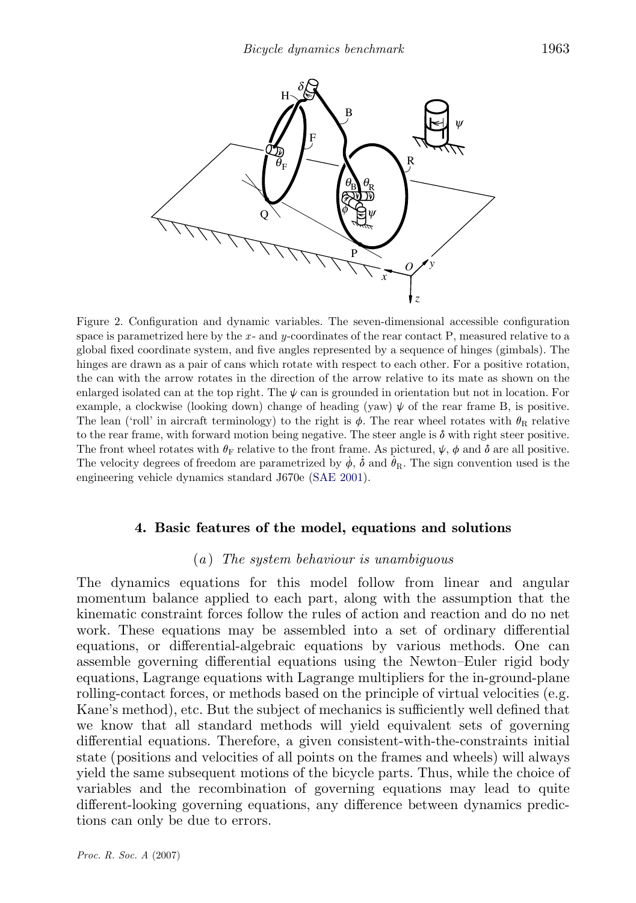Figure 2. Configuration and dynamic variables. The seven-dimensional accessible configuration space is parametrized here by the $x$- and $y$-coordinates of the rear contact P, measured relative to a global fixed coordinate system, and five angles represented by a sequence of hinges (gimbals). The hinges are drawn as a pair of cans which rotate with respect to each other. For a positive rotation, the can with the arrow rotates in the direction of the arrow relative to its mate as shown on the enlarged isolated can at the top right. The $\psi$ can is grounded in orientation but not in location. For example, a clockwise (looking down) change of heading (yaw) $\psi$ of the rear frame B, is positive. The lean ('roll' in aircraft terminology) to the right is $\phi$. The rear wheel rotates with $\theta_{\mathrm{R}}$ relative to the rear frame, with forward motion being negative. The steer angle is $\delta$ with right steer positive. The front wheel rotates with $\theta_{\mathrm{F}}$ relative to the front frame. As pictured, $\psi$, $\phi$ and $\delta$ are all positive. The velocity degrees of freedom are parametrized by $\dot{\phi}$, $\dot{\delta}$ and $\dot{\theta}_{\mathrm{R}}$. The sign convention used is the engineering vehicle dynamics standard J670e (SAE 2001).

## 4. Basic features of the model, equations and solutions

### (a) *The system behaviour is unambiguous*

The dynamics equations for this model follow from linear and angular momentum balance applied to each part, along with the assumption that the kinematic constraint forces follow the rules of action and reaction and do no net work. These equations may be assembled into a set of ordinary differential equations, or differential-algebraic equations by various methods. One can assemble governing differential equations using the Newton–Euler rigid body equations, Lagrange equations with Lagrange multipliers for the in-ground-plane rolling-contact forces, or methods based on the principle of virtual velocities (e.g. Kane's method), etc. But the subject of mechanics is sufficiently well defined that we know that all standard methods will yield equivalent sets of governing differential equations. Therefore, a given consistent-with-the-constraints initial state (positions and velocities of all points on the frames and wheels) will always yield the same subsequent motions of the bicycle parts. Thus, while the choice of variables and the recombination of governing equations may lead to quite different-looking governing equations, any difference between dynamics predictions can only be due to errors.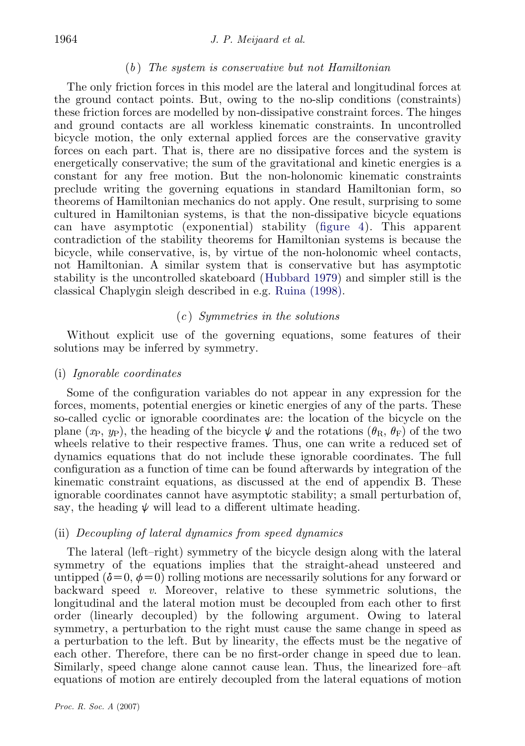### (b) *The system is conservative but not Hamiltonian*

The only friction forces in this model are the lateral and longitudinal forces at the ground contact points. But, owing to the no-slip conditions (constraints) these friction forces are modelled by non-dissipative constraint forces. The hinges and ground contacts are all workless kinematic constraints. In uncontrolled bicycle motion, the only external applied forces are the conservative gravity forces on each part. That is, there are no dissipative forces and the system is energetically conservative; the sum of the gravitational and kinetic energies is a constant for any free motion. But the non-holonomic kinematic constraints preclude writing the governing equations in standard Hamiltonian form, so theorems of Hamiltonian mechanics do not apply. One result, surprising to some cultured in Hamiltonian systems, is that the non-dissipative bicycle equations can have asymptotic (exponential) stability (figure 4). This apparent contradiction of the stability theorems for Hamiltonian systems is because the bicycle, while conservative, is, by virtue of the non-holonomic wheel contacts, not Hamiltonian. A similar system that is conservative but has asymptotic stability is the uncontrolled skateboard (Hubbard 1979) and simpler still is the classical Chaplygin sleigh described in e.g. Ruina (1998).

### (c) *Symmetries in the solutions*

Without explicit use of the governing equations, some features of their solutions may be inferred by symmetry.

#### (i) *Ignorable coordinates*

Some of the configuration variables do not appear in any expression for the forces, moments, potential energies or kinetic energies of any of the parts. These so-called cyclic or ignorable coordinates are: the location of the bicycle on the plane ($x_{\mathrm{P}}$, $y_{\mathrm{P}}$), the heading of the bicycle $\psi$ and the rotations ($\theta_{\mathrm{R}}$, $\theta_{\mathrm{F}}$) of the two wheels relative to their respective frames. Thus, one can write a reduced set of dynamics equations that do not include these ignorable coordinates. The full configuration as a function of time can be found afterwards by integration of the kinematic constraint equations, as discussed at the end of appendix B. These ignorable coordinates cannot have asymptotic stability; a small perturbation of, say, the heading $\psi$ will lead to a different ultimate heading.

#### (ii) *Decoupling of lateral dynamics from speed dynamics*

The lateral (left–right) symmetry of the bicycle design along with the lateral symmetry of the equations implies that the straight-ahead unsteered and untipped ($\delta=0$, $\phi=0$) rolling motions are necessarily solutions for any forward or backward speed $v$. Moreover, relative to these symmetric solutions, the longitudinal and the lateral motion must be decoupled from each other to first order (linearly decoupled) by the following argument. Owing to lateral symmetry, a perturbation to the right must cause the same change in speed as a perturbation to the left. But by linearity, the effects must be the negative of each other. Therefore, there can be no first-order change in speed due to lean. Similarly, speed change alone cannot cause lean. Thus, the linearized fore–aft equations of motion are entirely decoupled from the lateral equations of motion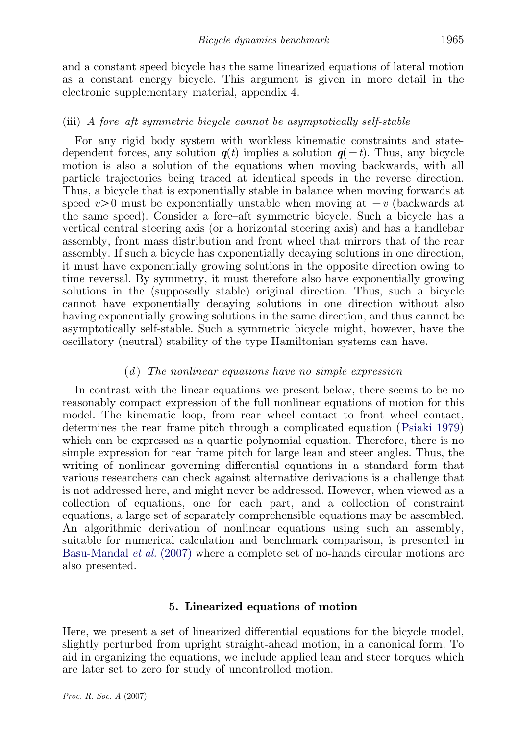and a constant speed bicycle has the same linearized equations of lateral motion as a constant energy bicycle. This argument is given in more detail in the electronic supplementary material, appendix 4.

#### (iii) *A fore–aft symmetric bicycle cannot be asymptotically self-stable*

For any rigid body system with workless kinematic constraints and state-dependent forces, any solution $\boldsymbol{q}(t)$ implies a solution $\boldsymbol{q}(-t)$. Thus, any bicycle motion is also a solution of the equations when moving backwards, with all particle trajectories being traced at identical speeds in the reverse direction. Thus, a bicycle that is exponentially stable in balance when moving forwards at speed $v>0$ must be exponentially unstable when moving at $-v$ (backwards at the same speed). Consider a fore–aft symmetric bicycle. Such a bicycle has a vertical central steering axis (or a horizontal steering axis) and has a handlebar assembly, front mass distribution and front wheel that mirrors that of the rear assembly. If such a bicycle has exponentially decaying solutions in one direction, it must have exponentially growing solutions in the opposite direction owing to time reversal. By symmetry, it must therefore also have exponentially growing solutions in the (supposedly stable) original direction. Thus, such a bicycle cannot have exponentially decaying solutions in one direction without also having exponentially growing solutions in the same direction, and thus cannot be asymptotically self-stable. Such a symmetric bicycle might, however, have the oscillatory (neutral) stability of the type Hamiltonian systems can have.

### (*d*) *The nonlinear equations have no simple expression*

In contrast with the linear equations we present below, there seems to be no reasonably compact expression of the full nonlinear equations of motion for this model. The kinematic loop, from rear wheel contact to front wheel contact, determines the rear frame pitch through a complicated equation (Psiaki 1979) which can be expressed as a quartic polynomial equation. Therefore, there is no simple expression for rear frame pitch for large lean and steer angles. Thus, the writing of nonlinear governing differential equations in a standard form that various researchers can check against alternative derivations is a challenge that is not addressed here, and might never be addressed. However, when viewed as a collection of equations, one for each part, and a collection of constraint equations, a large set of separately comprehensible equations may be assembled. An algorithmic derivation of nonlinear equations using such an assembly, suitable for numerical calculation and benchmark comparison, is presented in Basu-Mandal *et al.* (2007) where a complete set of no-hands circular motions are also presented.

## 5. Linearized equations of motion

Here, we present a set of linearized differential equations for the bicycle model, slightly perturbed from upright straight-ahead motion, in a canonical form. To aid in organizing the equations, we include applied lean and steer torques which are later set to zero for study of uncontrolled motion.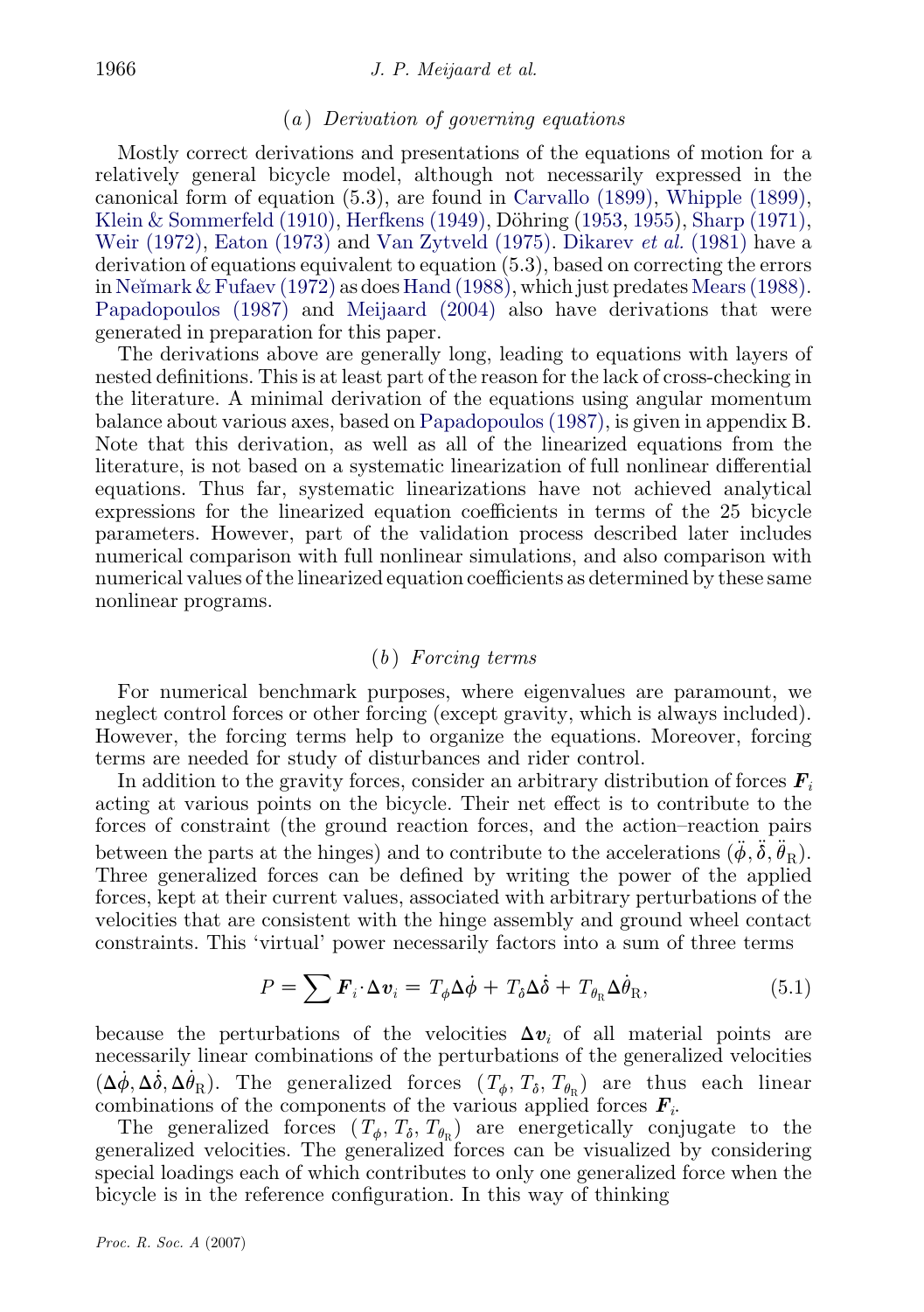### (a) Derivation of governing equations

Mostly correct derivations and presentations of the equations of motion for a relatively general bicycle model, although not necessarily expressed in the canonical form of equation (5.3), are found in Carvallo (1899), Whipple (1899), Klein & Sommerfeld (1910), Herfkens (1949), Döhring (1953, 1955), Sharp (1971), Weir (1972), Eaton (1973) and Van Zytveld (1975). Dikarev *et al.* (1981) have a derivation of equations equivalent to equation (5.3), based on correcting the errors in Neĭmark & Fufaev (1972) as does Hand (1988), which just predates Mears (1988). Papadopoulos (1987) and Meijaard (2004) also have derivations that were generated in preparation for this paper.

The derivations above are generally long, leading to equations with layers of nested definitions. This is at least part of the reason for the lack of cross-checking in the literature. A minimal derivation of the equations using angular momentum balance about various axes, based on Papadopoulos (1987), is given in appendix B. Note that this derivation, as well as all of the linearized equations from the literature, is not based on a systematic linearization of full nonlinear differential equations. Thus far, systematic linearizations have not achieved analytical expressions for the linearized equation coefficients in terms of the 25 bicycle parameters. However, part of the validation process described later includes numerical comparison with full nonlinear simulations, and also comparison with numerical values of the linearized equation coefficients as determined by these same nonlinear programs.

### (b) Forcing terms

For numerical benchmark purposes, where eigenvalues are paramount, we neglect control forces or other forcing (except gravity, which is always included). However, the forcing terms help to organize the equations. Moreover, forcing terms are needed for study of disturbances and rider control.

In addition to the gravity forces, consider an arbitrary distribution of forces $\boldsymbol{F}_i$ acting at various points on the bicycle. Their net effect is to contribute to the forces of constraint (the ground reaction forces, and the action–reaction pairs between the parts at the hinges) and to contribute to the accelerations $(\ddot{\phi}, \ddot{\delta}, \ddot{\theta}_{\mathrm{R}})$. Three generalized forces can be defined by writing the power of the applied forces, kept at their current values, associated with arbitrary perturbations of the velocities that are consistent with the hinge assembly and ground wheel contact constraints. This 'virtual' power necessarily factors into a sum of three terms

$$P = \sum \boldsymbol{F}_i \cdot \Delta \boldsymbol{v}_i = T_\phi \Delta\dot{\phi} + T_\delta \Delta\dot{\delta} + T_{\theta_{\mathrm{R}}} \Delta\dot{\theta}_{\mathrm{R}}, \tag{5.1}$$

because the perturbations of the velocities $\Delta\boldsymbol{v}_i$ of all material points are necessarily linear combinations of the perturbations of the generalized velocities $(\Delta\dot{\phi}, \Delta\dot{\delta}, \Delta\dot{\theta}_{\mathrm{R}})$. The generalized forces $(T_\phi, T_\delta, T_{\theta_{\mathrm{R}}})$ are thus each linear combinations of the components of the various applied forces $\boldsymbol{F}_i$.

The generalized forces $(T_\phi, T_\delta, T_{\theta_{\mathrm{R}}})$ are energetically conjugate to the generalized velocities. The generalized forces can be visualized by considering special loadings each of which contributes to only one generalized force when the bicycle is in the reference configuration. In this way of thinking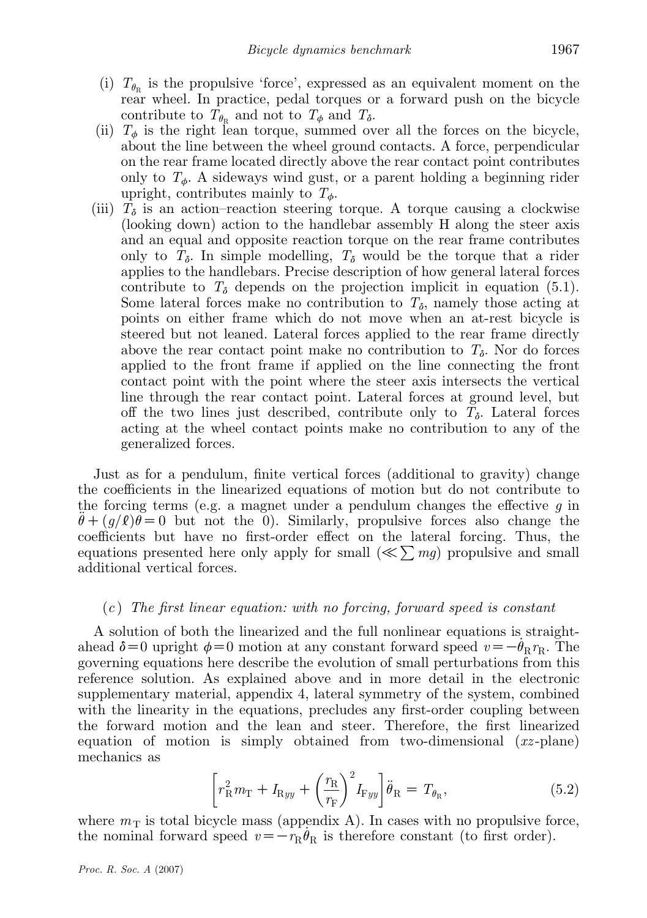(i) $T_{\theta_R}$ is the propulsive 'force', expressed as an equivalent moment on the rear wheel. In practice, pedal torques or a forward push on the bicycle contribute to $T_{\theta_R}$ and not to $T_\phi$ and $T_\delta$.

(ii) $T_\phi$ is the right lean torque, summed over all the forces on the bicycle, about the line between the wheel ground contacts. A force, perpendicular on the rear frame located directly above the rear contact point contributes only to $T_\phi$. A sideways wind gust, or a parent holding a beginning rider upright, contributes mainly to $T_\phi$.

(iii) $T_\delta$ is an action–reaction steering torque. A torque causing a clockwise (looking down) action to the handlebar assembly H along the steer axis and an equal and opposite reaction torque on the rear frame contributes only to $T_\delta$. In simple modelling, $T_\delta$ would be the torque that a rider applies to the handlebars. Precise description of how general lateral forces contribute to $T_\delta$ depends on the projection implicit in equation (5.1). Some lateral forces make no contribution to $T_\delta$, namely those acting at points on either frame which do not move when an at-rest bicycle is steered but not leaned. Lateral forces applied to the rear frame directly above the rear contact point make no contribution to $T_\delta$. Nor do forces applied to the front frame if applied on the line connecting the front contact point with the point where the steer axis intersects the vertical line through the rear contact point. Lateral forces at ground level, but off the two lines just described, contribute only to $T_\delta$. Lateral forces acting at the wheel contact points make no contribution to any of the generalized forces.

Just as for a pendulum, finite vertical forces (additional to gravity) change the coefficients in the linearized equations of motion but do not contribute to the forcing terms (e.g. a magnet under a pendulum changes the effective $g$ in $\ddot{\theta}+(g/\ell)\theta=0$ but not the 0). Similarly, propulsive forces also change the coefficients but have no first-order effect on the lateral forcing. Thus, the equations presented here only apply for small ($\ll \sum mg$) propulsive and small additional vertical forces.

### (c) *The first linear equation: with no forcing, forward speed is constant*

A solution of both the linearized and the full nonlinear equations is straight-ahead $\delta=0$ upright $\phi=0$ motion at any constant forward speed $v=-\dot{\theta}_R r_R$. The governing equations here describe the evolution of small perturbations from this reference solution. As explained above and in more detail in the electronic supplementary material, appendix 4, lateral symmetry of the system, combined with the linearity in the equations, precludes any first-order coupling between the forward motion and the lean and steer. Therefore, the first linearized equation of motion is simply obtained from two-dimensional ($xz$-plane) mechanics as

$$\left[r_R^2 m_T + I_{Ryy} + \left(\frac{r_R}{r_F}\right)^2 I_{Fyy}\right]\ddot{\theta}_R = T_{\theta_R}, \tag{5.2}$$

where $m_T$ is total bicycle mass (appendix A). In cases with no propulsive force, the nominal forward speed $v=-r_R\dot{\theta}_R$ is therefore constant (to first order).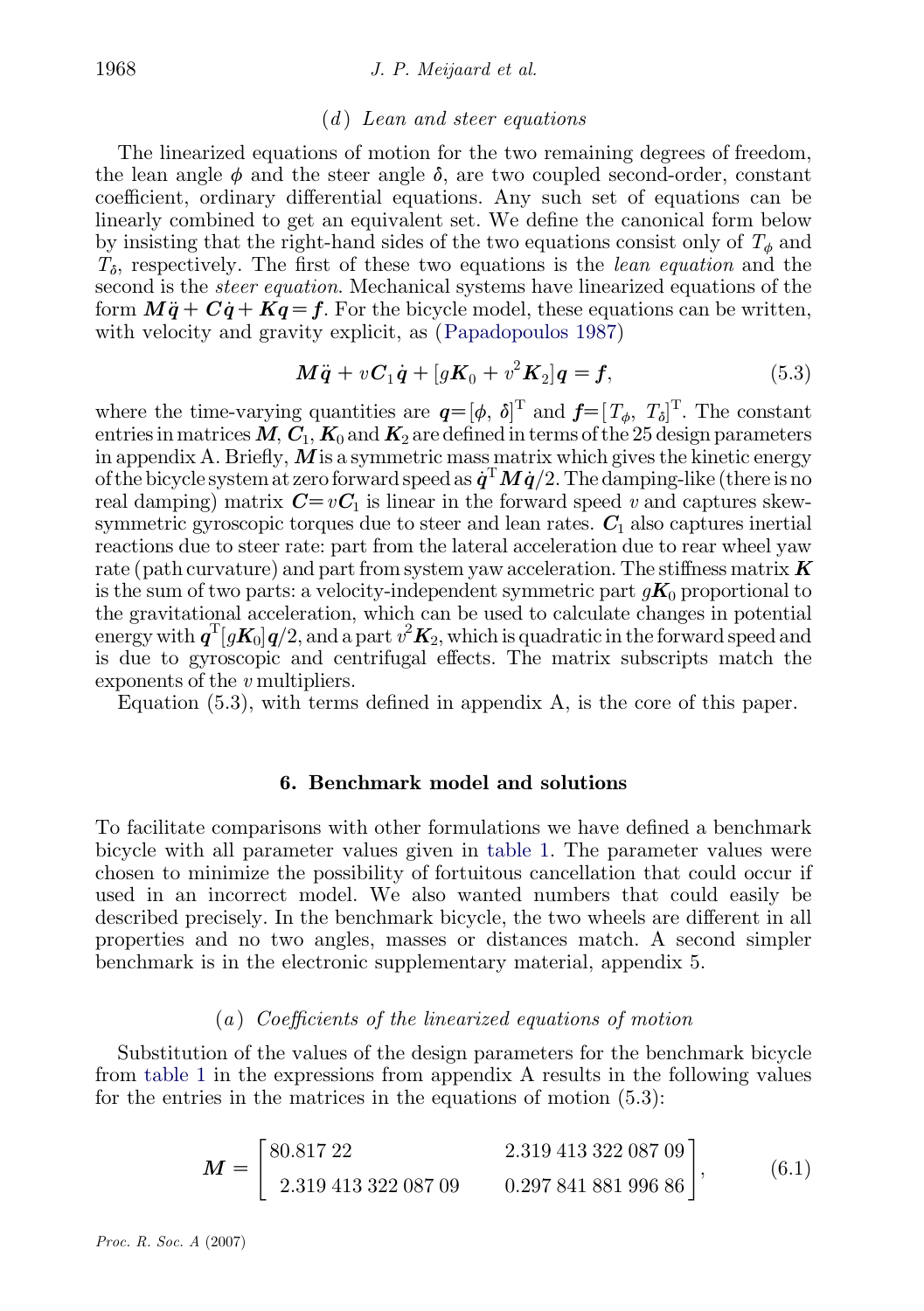### (d) Lean and steer equations

The linearized equations of motion for the two remaining degrees of freedom, the lean angle $\phi$ and the steer angle $\delta$, are two coupled second-order, constant coefficient, ordinary differential equations. Any such set of equations can be linearly combined to get an equivalent set. We define the canonical form below by insisting that the right-hand sides of the two equations consist only of $T_\phi$ and $T_\delta$, respectively. The first of these two equations is the *lean equation* and the second is the *steer equation*. Mechanical systems have linearized equations of the form $\boldsymbol{M}\ddot{\boldsymbol{q}} + \boldsymbol{C}\dot{\boldsymbol{q}} + \boldsymbol{K}\boldsymbol{q} = \boldsymbol{f}$. For the bicycle model, these equations can be written, with velocity and gravity explicit, as (Papadopoulos 1987)

$$\boldsymbol{M}\ddot{\boldsymbol{q}} + v\boldsymbol{C}_1\dot{\boldsymbol{q}} + [g\boldsymbol{K}_0 + v^2\boldsymbol{K}_2]\boldsymbol{q} = \boldsymbol{f}, \tag{5.3}$$

where the time-varying quantities are $\boldsymbol{q}=[\phi,\ \delta]^{\mathrm{T}}$ and $\boldsymbol{f}=[T_\phi,\ T_\delta]^{\mathrm{T}}$. The constant entries in matrices $\boldsymbol{M}$, $\boldsymbol{C}_1$, $\boldsymbol{K}_0$ and $\boldsymbol{K}_2$ are defined in terms of the 25 design parameters in appendix A. Briefly, $\boldsymbol{M}$ is a symmetric mass matrix which gives the kinetic energy of the bicycle system at zero forward speed as $\dot{\boldsymbol{q}}^{\mathrm{T}}\boldsymbol{M}\dot{\boldsymbol{q}}/2$. The damping-like (there is no real damping) matrix $\boldsymbol{C}=v\boldsymbol{C}_1$ is linear in the forward speed $v$ and captures skew-symmetric gyroscopic torques due to steer and lean rates. $\boldsymbol{C}_1$ also captures inertial reactions due to steer rate: part from the lateral acceleration due to rear wheel yaw rate (path curvature) and part from system yaw acceleration. The stiffness matrix $\boldsymbol{K}$ is the sum of two parts: a velocity-independent symmetric part $g\boldsymbol{K}_0$ proportional to the gravitational acceleration, which can be used to calculate changes in potential energy with $\boldsymbol{q}^{\mathrm{T}}[g\boldsymbol{K}_0]\boldsymbol{q}/2$, and a part $v^2\boldsymbol{K}_2$, which is quadratic in the forward speed and is due to gyroscopic and centrifugal effects. The matrix subscripts match the exponents of the $v$ multipliers.

Equation (5.3), with terms defined in appendix A, is the core of this paper.

## 6. Benchmark model and solutions

To facilitate comparisons with other formulations we have defined a benchmark bicycle with all parameter values given in table 1. The parameter values were chosen to minimize the possibility of fortuitous cancellation that could occur if used in an incorrect model. We also wanted numbers that could easily be described precisely. In the benchmark bicycle, the two wheels are different in all properties and no two angles, masses or distances match. A second simpler benchmark is in the electronic supplementary material, appendix 5.

### (a) Coefficients of the linearized equations of motion

Substitution of the values of the design parameters for the benchmark bicycle from table 1 in the expressions from appendix A results in the following values for the entries in the matrices in the equations of motion (5.3):

$$\boldsymbol{M} = \begin{bmatrix} 80.817\,22 & 2.319\,413\,322\,087\,09 \\ 2.319\,413\,322\,087\,09 & 0.297\,841\,881\,996\,86 \end{bmatrix}, \tag{6.1}$$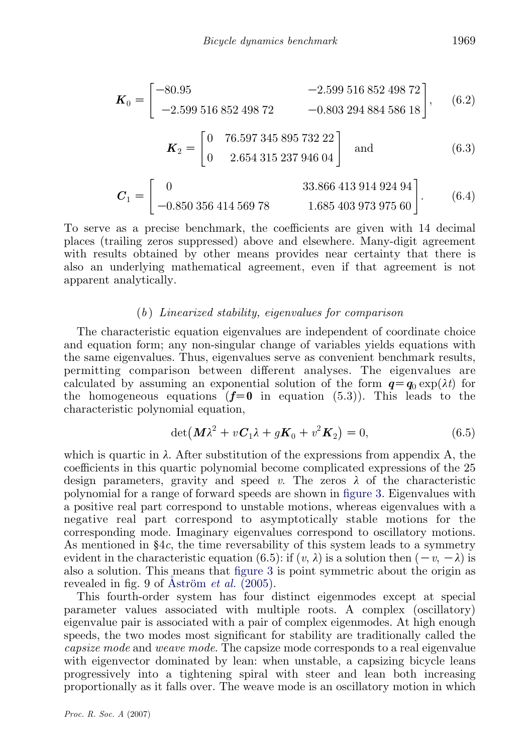$$\boldsymbol{K}_0 = \begin{bmatrix} -80.95 & -2.599\,516\,852\,498\,72 \\ -2.599\,516\,852\,498\,72 & -0.803\,294\,884\,586\,18 \end{bmatrix}, \qquad (6.2)$$

$$\boldsymbol{K}_2 = \begin{bmatrix} 0 & 76.597\,345\,895\,732\,22 \\ 0 & 2.654\,315\,237\,946\,04 \end{bmatrix} \quad \text{and} \qquad (6.3)$$

$$\boldsymbol{C}_1 = \begin{bmatrix} 0 & 33.866\,413\,914\,924\,94 \\ -0.850\,356\,414\,569\,78 & 1.685\,403\,973\,975\,60 \end{bmatrix}. \qquad (6.4)$$

To serve as a precise benchmark, the coefficients are given with 14 decimal places (trailing zeros suppressed) above and elsewhere. Many-digit agreement with results obtained by other means provides near certainty that there is also an underlying mathematical agreement, even if that agreement is not apparent analytically.

### (*b*) *Linearized stability, eigenvalues for comparison*

The characteristic equation eigenvalues are independent of coordinate choice and equation form; any non-singular change of variables yields equations with the same eigenvalues. Thus, eigenvalues serve as convenient benchmark results, permitting comparison between different analyses. The eigenvalues are calculated by assuming an exponential solution of the form $\boldsymbol{q}=\boldsymbol{q}_0 \exp(\lambda t)$ for the homogeneous equations ($\boldsymbol{f}=\boldsymbol{0}$ in equation (5.3)). This leads to the characteristic polynomial equation,

$$\det\left(\boldsymbol{M}\lambda^2 + v\boldsymbol{C}_1\lambda + g\boldsymbol{K}_0 + v^2\boldsymbol{K}_2\right) = 0, \qquad (6.5)$$

which is quartic in $\lambda$. After substitution of the expressions from appendix A, the coefficients in this quartic polynomial become complicated expressions of the 25 design parameters, gravity and speed $v$. The zeros $\lambda$ of the characteristic polynomial for a range of forward speeds are shown in figure 3. Eigenvalues with a positive real part correspond to unstable motions, whereas eigenvalues with a negative real part correspond to asymptotically stable motions for the corresponding mode. Imaginary eigenvalues correspond to oscillatory motions. As mentioned in §4*c*, the time reversability of this system leads to a symmetry evident in the characteristic equation (6.5): if $(v, \lambda)$ is a solution then $(-v, -\lambda)$ is also a solution. This means that figure 3 is point symmetric about the origin as revealed in fig. 9 of Åström *et al.* (2005).

This fourth-order system has four distinct eigenmodes except at special parameter values associated with multiple roots. A complex (oscillatory) eigenvalue pair is associated with a pair of complex eigenmodes. At high enough speeds, the two modes most significant for stability are traditionally called the *capsize mode* and *weave mode*. The capsize mode corresponds to a real eigenvalue with eigenvector dominated by lean: when unstable, a capsizing bicycle leans progressively into a tightening spiral with steer and lean both increasing proportionally as it falls over. The weave mode is an oscillatory motion in which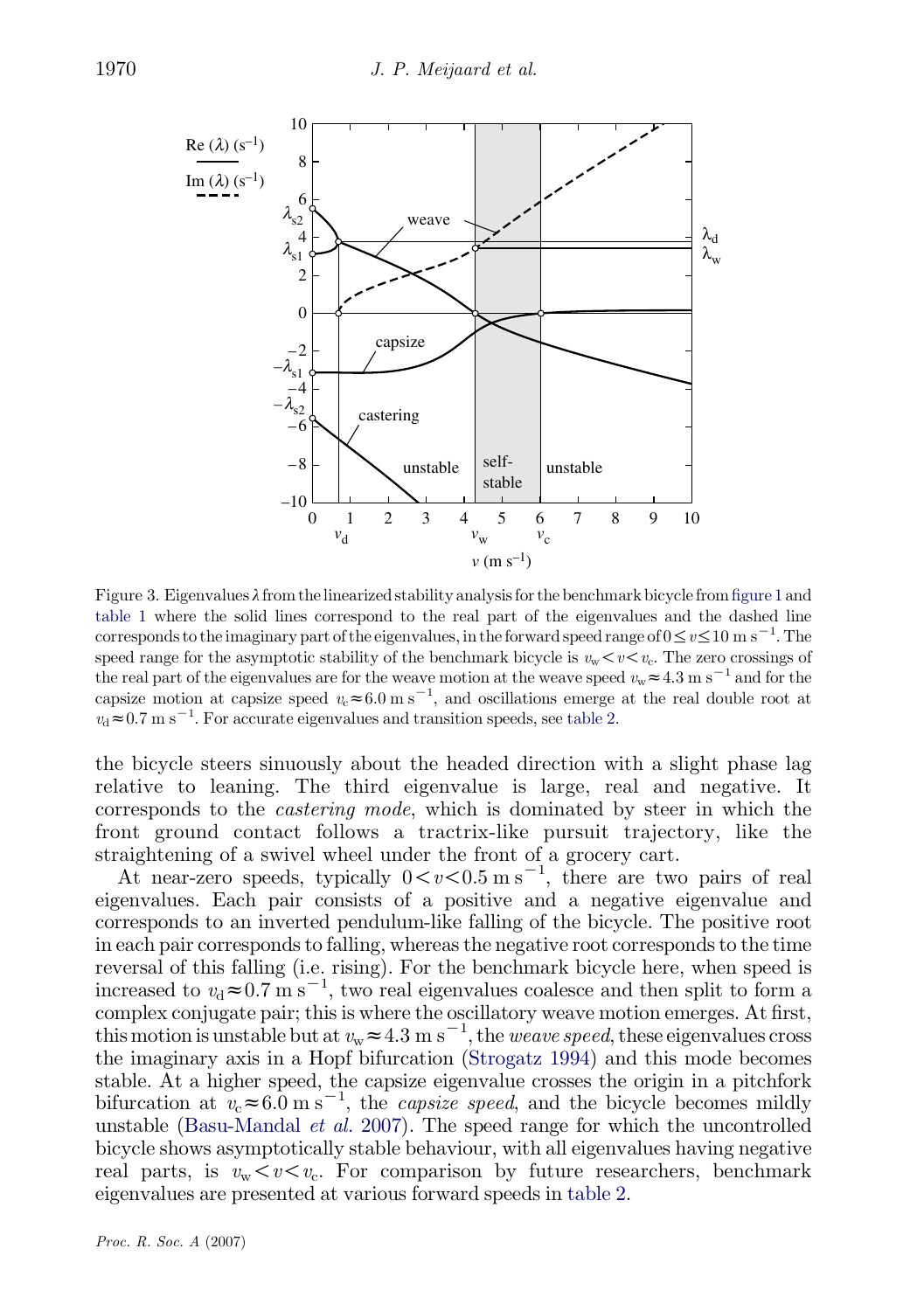Figure 3. Eigenvalues $\lambda$ from the linearized stability analysis for the benchmark bicycle from figure 1 and table 1 where the solid lines correspond to the real part of the eigenvalues and the dashed line corresponds to the imaginary part of the eigenvalues, in the forward speed range of $0 \le v \le 10 \text{ m s}^{-1}$. The speed range for the asymptotic stability of the benchmark bicycle is $v_w < v < v_c$. The zero crossings of the real part of the eigenvalues are for the weave motion at the weave speed $v_w \approx 4.3 \text{ m s}^{-1}$ and for the capsize motion at capsize speed $v_c \approx 6.0 \text{ m s}^{-1}$, and oscillations emerge at the real double root at $v_d \approx 0.7 \text{ m s}^{-1}$. For accurate eigenvalues and transition speeds, see table 2.

the bicycle steers sinuously about the headed direction with a slight phase lag relative to leaning. The third eigenvalue is large, real and negative. It corresponds to the *castering mode*, which is dominated by steer in which the front ground contact follows a tractrix-like pursuit trajectory, like the straightening of a swivel wheel under the front of a grocery cart.

At near-zero speeds, typically $0 < v < 0.5 \text{ m s}^{-1}$, there are two pairs of real eigenvalues. Each pair consists of a positive and a negative eigenvalue and corresponds to an inverted pendulum-like falling of the bicycle. The positive root in each pair corresponds to falling, whereas the negative root corresponds to the time reversal of this falling (i.e. rising). For the benchmark bicycle here, when speed is increased to $v_d \approx 0.7 \text{ m s}^{-1}$, two real eigenvalues coalesce and then split to form a complex conjugate pair; this is where the oscillatory weave motion emerges. At first, this motion is unstable but at $v_w \approx 4.3 \text{ m s}^{-1}$, the *weave speed*, these eigenvalues cross the imaginary axis in a Hopf bifurcation (Strogatz 1994) and this mode becomes stable. At a higher speed, the capsize eigenvalue crosses the origin in a pitchfork bifurcation at $v_c \approx 6.0 \text{ m s}^{-1}$, the *capsize speed*, and the bicycle becomes mildly unstable (Basu-Mandal *et al.* 2007). The speed range for which the uncontrolled bicycle shows asymptotically stable behaviour, with all eigenvalues having negative real parts, is $v_w < v < v_c$. For comparison by future researchers, benchmark eigenvalues are presented at various forward speeds in table 2.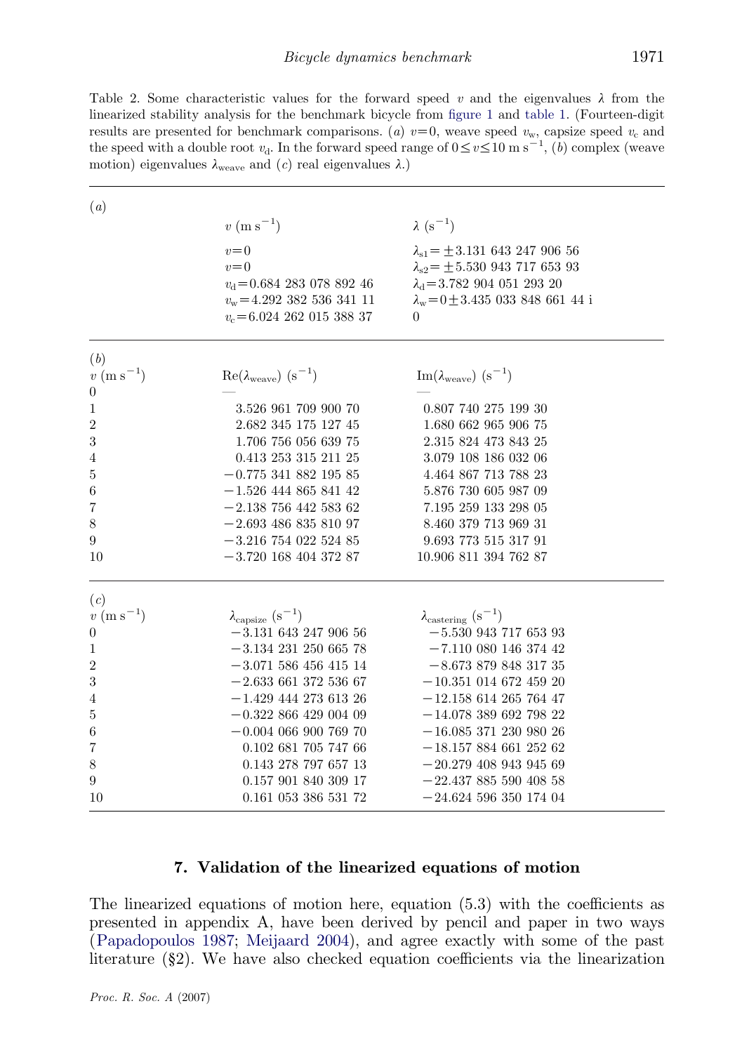Table 2. Some characteristic values for the forward speed $v$ and the eigenvalues $\lambda$ from the linearized stability analysis for the benchmark bicycle from figure 1 and table 1. (Fourteen-digit results are presented for benchmark comparisons. ($a$) $v=0$, weave speed $v_{\mathrm{w}}$, capsize speed $v_{\mathrm{c}}$ and the speed with a double root $v_{\mathrm{d}}$. In the forward speed range of $0 \le v \le 10\ \mathrm{m\ s^{-1}}$, ($b$) complex (weave motion) eigenvalues $\lambda_{\text{weave}}$ and ($c$) real eigenvalues $\lambda$.)

($a$)

| $v$ ($\mathrm{m\ s^{-1}}$) | $\lambda$ ($\mathrm{s^{-1}}$) |
|---|---|
| $v=0$ | $\lambda_{\mathrm{s1}}=\pm 3.131\ 643\ 247\ 906\ 56$ |
| $v=0$ | $\lambda_{\mathrm{s2}}=\pm 5.530\ 943\ 717\ 653\ 93$ |
| $v_{\mathrm{d}}=0.684\ 283\ 078\ 892\ 46$ | $\lambda_{\mathrm{d}}=3.782\ 904\ 051\ 293\ 20$ |
| $v_{\mathrm{w}}=4.292\ 382\ 536\ 341\ 11$ | $\lambda_{\mathrm{w}}=0 \pm 3.435\ 033\ 848\ 661\ 44\ \mathrm{i}$ |
| $v_{\mathrm{c}}=6.024\ 262\ 015\ 388\ 37$ | 0 |

($b$)

| $v$ ($\mathrm{m\ s^{-1}}$) | $\mathrm{Re}(\lambda_{\text{weave}})$ ($\mathrm{s^{-1}}$) | $\mathrm{Im}(\lambda_{\text{weave}})$ ($\mathrm{s^{-1}}$) |
|---|---|---|
| 0 | — | — |
| 1 | 3.526 961 709 900 70 | 0.807 740 275 199 30 |
| 2 | 2.682 345 175 127 45 | 1.680 662 965 906 75 |
| 3 | 1.706 756 056 639 75 | 2.315 824 473 843 25 |
| 4 | 0.413 253 315 211 25 | 3.079 108 186 032 06 |
| 5 | −0.775 341 882 195 85 | 4.464 867 713 788 23 |
| 6 | −1.526 444 865 841 42 | 5.876 730 605 987 09 |
| 7 | −2.138 756 442 583 62 | 7.195 259 133 298 05 |
| 8 | −2.693 486 835 810 97 | 8.460 379 713 969 31 |
| 9 | −3.216 754 022 524 85 | 9.693 773 515 317 91 |
| 10 | −3.720 168 404 372 87 | 10.906 811 394 762 87 |

($c$)

| $v$ ($\mathrm{m\ s^{-1}}$) | $\lambda_{\text{capsize}}$ ($\mathrm{s^{-1}}$) | $\lambda_{\text{castering}}$ ($\mathrm{s^{-1}}$) |
|---|---|---|
| 0 | −3.131 643 247 906 56 | −5.530 943 717 653 93 |
| 1 | −3.134 231 250 665 78 | −7.110 080 146 374 42 |
| 2 | −3.071 586 456 415 14 | −8.673 879 848 317 35 |
| 3 | −2.633 661 372 536 67 | −10.351 014 672 459 20 |
| 4 | −1.429 444 273 613 26 | −12.158 614 265 764 47 |
| 5 | −0.322 866 429 004 09 | −14.078 389 692 798 22 |
| 6 | −0.004 066 900 769 70 | −16.085 371 230 980 26 |
| 7 | 0.102 681 705 747 66 | −18.157 884 661 252 62 |
| 8 | 0.143 278 797 657 13 | −20.279 408 943 945 69 |
| 9 | 0.157 901 840 309 17 | −22.437 885 590 408 58 |
| 10 | 0.161 053 386 531 72 | −24.624 596 350 174 04 |

## 7. Validation of the linearized equations of motion

The linearized equations of motion here, equation (5.3) with the coefficients as presented in appendix A, have been derived by pencil and paper in two ways (Papadopoulos 1987; Meijaard 2004), and agree exactly with some of the past literature (§2). We have also checked equation coefficients via the linearization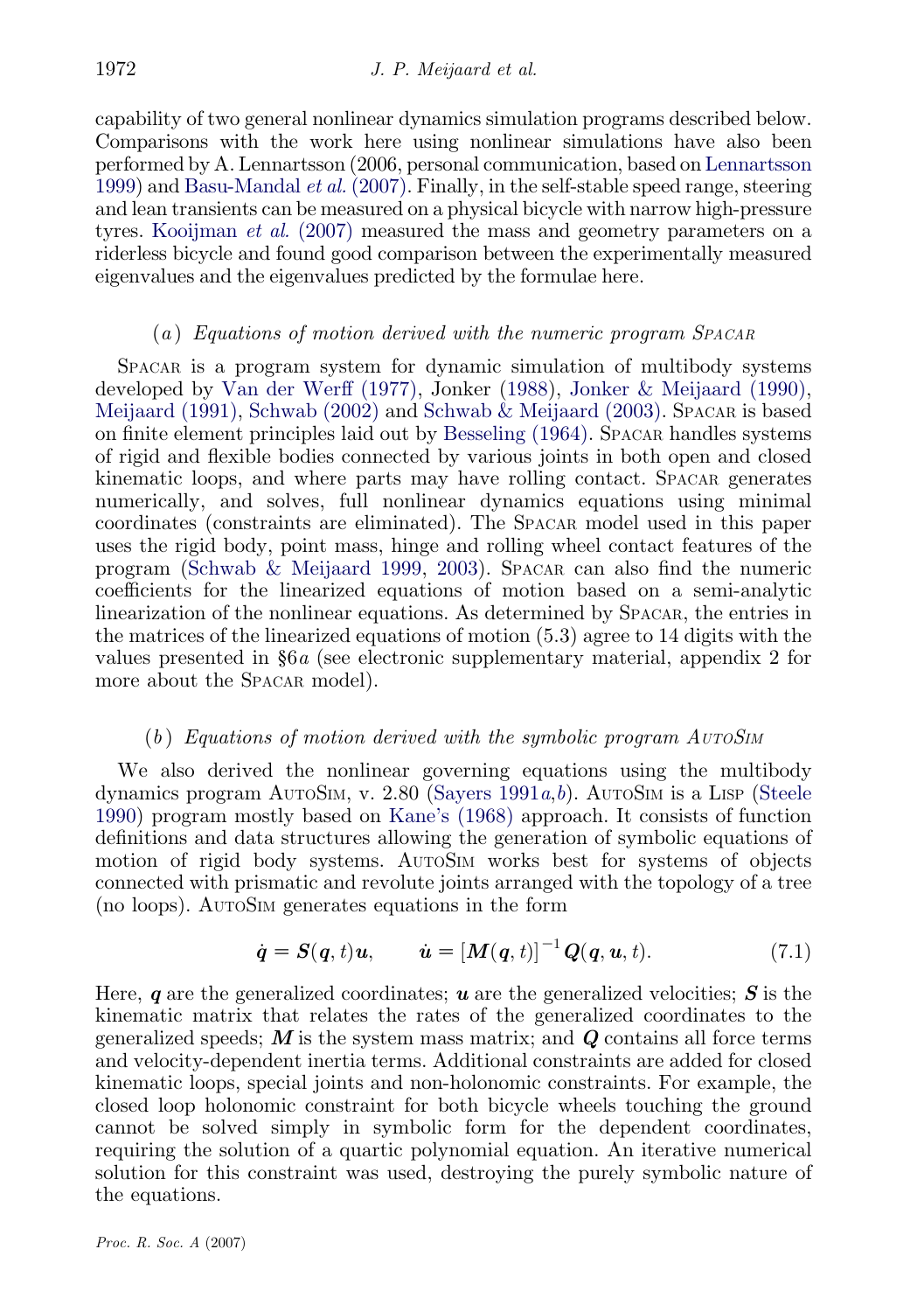capability of two general nonlinear dynamics simulation programs described below. Comparisons with the work here using nonlinear simulations have also been performed by A. Lennartsson (2006, personal communication, based on Lennartsson 1999) and Basu-Mandal *et al.* (2007). Finally, in the self-stable speed range, steering and lean transients can be measured on a physical bicycle with narrow high-pressure tyres. Kooijman *et al.* (2007) measured the mass and geometry parameters on a riderless bicycle and found good comparison between the experimentally measured eigenvalues and the eigenvalues predicted by the formulae here.

### (*a*) *Equations of motion derived with the numeric program* Spacar

Spacar is a program system for dynamic simulation of multibody systems developed by Van der Werff (1977), Jonker (1988), Jonker & Meijaard (1990), Meijaard (1991), Schwab (2002) and Schwab & Meijaard (2003). Spacar is based on finite element principles laid out by Besseling (1964). Spacar handles systems of rigid and flexible bodies connected by various joints in both open and closed kinematic loops, and where parts may have rolling contact. Spacar generates numerically, and solves, full nonlinear dynamics equations using minimal coordinates (constraints are eliminated). The Spacar model used in this paper uses the rigid body, point mass, hinge and rolling wheel contact features of the program (Schwab & Meijaard 1999, 2003). Spacar can also find the numeric coefficients for the linearized equations of motion based on a semi-analytic linearization of the nonlinear equations. As determined by Spacar, the entries in the matrices of the linearized equations of motion (5.3) agree to 14 digits with the values presented in §6*a* (see electronic supplementary material, appendix 2 for more about the Spacar model).

### (*b*) *Equations of motion derived with the symbolic program* AutoSim

We also derived the nonlinear governing equations using the multibody dynamics program AutoSim, v. 2.80 (Sayers 1991*a*,*b*). AutoSim is a Lisp (Steele 1990) program mostly based on Kane's (1968) approach. It consists of function definitions and data structures allowing the generation of symbolic equations of motion of rigid body systems. AutoSim works best for systems of objects connected with prismatic and revolute joints arranged with the topology of a tree (no loops). AutoSim generates equations in the form

$$\dot{\boldsymbol{q}} = \boldsymbol{S}(\boldsymbol{q}, t)\boldsymbol{u}, \qquad \dot{\boldsymbol{u}} = [\boldsymbol{M}(\boldsymbol{q}, t)]^{-1}\boldsymbol{Q}(\boldsymbol{q}, \boldsymbol{u}, t). \tag{7.1}$$

Here, $\boldsymbol{q}$ are the generalized coordinates; $\boldsymbol{u}$ are the generalized velocities; $\boldsymbol{S}$ is the kinematic matrix that relates the rates of the generalized coordinates to the generalized speeds; $\boldsymbol{M}$ is the system mass matrix; and $\boldsymbol{Q}$ contains all force terms and velocity-dependent inertia terms. Additional constraints are added for closed kinematic loops, special joints and non-holonomic constraints. For example, the closed loop holonomic constraint for both bicycle wheels touching the ground cannot be solved simply in symbolic form for the dependent coordinates, requiring the solution of a quartic polynomial equation. An iterative numerical solution for this constraint was used, destroying the purely symbolic nature of the equations.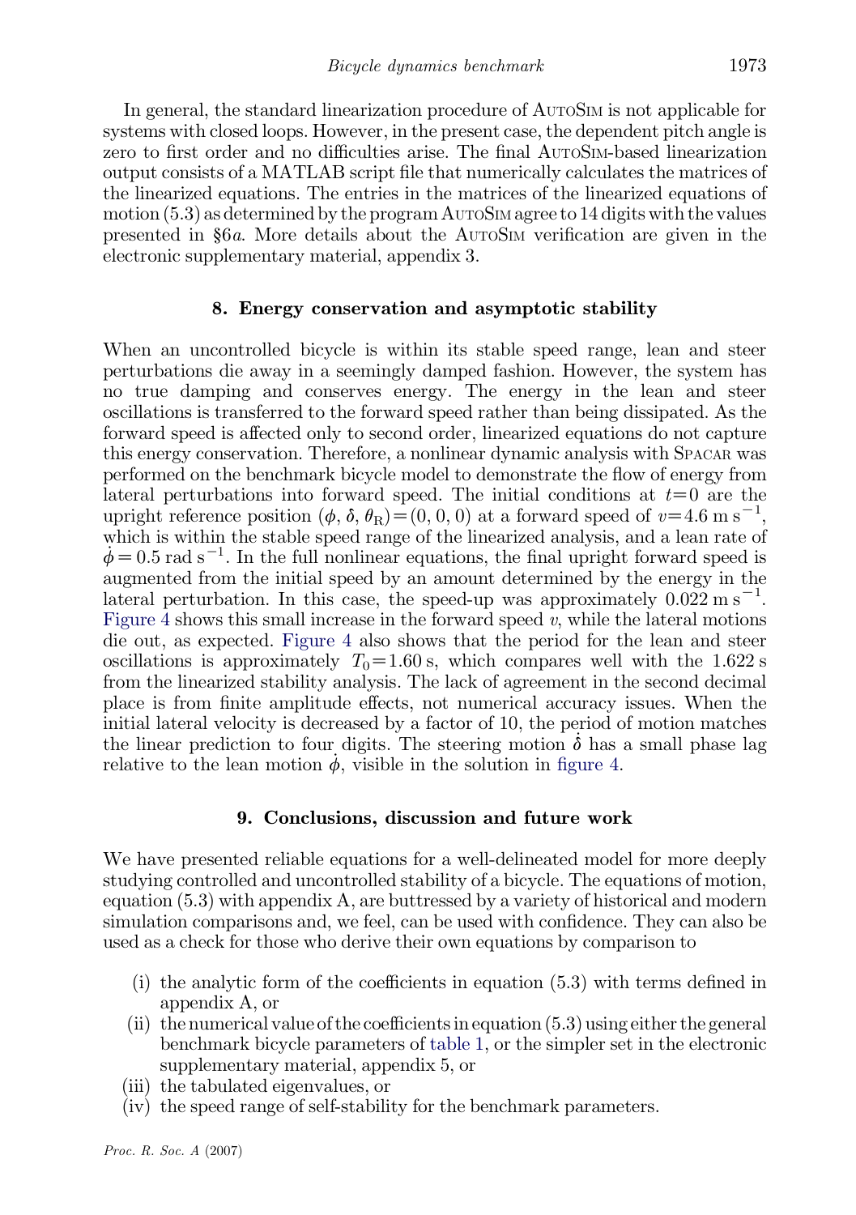In general, the standard linearization procedure of AutoSim is not applicable for systems with closed loops. However, in the present case, the dependent pitch angle is zero to first order and no difficulties arise. The final AutoSim-based linearization output consists of a MATLAB script file that numerically calculates the matrices of the linearized equations. The entries in the matrices of the linearized equations of motion (5.3) as determined by the program AutoSim agree to 14 digits with the values presented in §6*a*. More details about the AutoSim verification are given in the electronic supplementary material, appendix 3.

## 8. Energy conservation and asymptotic stability

When an uncontrolled bicycle is within its stable speed range, lean and steer perturbations die away in a seemingly damped fashion. However, the system has no true damping and conserves energy. The energy in the lean and steer oscillations is transferred to the forward speed rather than being dissipated. As the forward speed is affected only to second order, linearized equations do not capture this energy conservation. Therefore, a nonlinear dynamic analysis with Spacar was performed on the benchmark bicycle model to demonstrate the flow of energy from lateral perturbations into forward speed. The initial conditions at $t=0$ are the upright reference position $(\phi, \delta, \theta_R)=(0, 0, 0)$ at a forward speed of $v=4.6\ \mathrm{m\,s^{-1}}$, which is within the stable speed range of the linearized analysis, and a lean rate of $\dot{\phi}=0.5\ \mathrm{rad\,s^{-1}}$. In the full nonlinear equations, the final upright forward speed is augmented from the initial speed by an amount determined by the energy in the lateral perturbation. In this case, the speed-up was approximately $0.022\ \mathrm{m\,s^{-1}}$. Figure 4 shows this small increase in the forward speed $v$, while the lateral motions die out, as expected. Figure 4 also shows that the period for the lean and steer oscillations is approximately $T_0=1.60\ \mathrm{s}$, which compares well with the 1.622 s from the linearized stability analysis. The lack of agreement in the second decimal place is from finite amplitude effects, not numerical accuracy issues. When the initial lateral velocity is decreased by a factor of 10, the period of motion matches the linear prediction to four digits. The steering motion $\dot{\delta}$ has a small phase lag relative to the lean motion $\dot{\phi}$, visible in the solution in figure 4.

## 9. Conclusions, discussion and future work

We have presented reliable equations for a well-delineated model for more deeply studying controlled and uncontrolled stability of a bicycle. The equations of motion, equation (5.3) with appendix A, are buttressed by a variety of historical and modern simulation comparisons and, we feel, can be used with confidence. They can also be used as a check for those who derive their own equations by comparison to

- (i) the analytic form of the coefficients in equation (5.3) with terms defined in appendix A, or
- (ii) the numerical value of the coefficients in equation (5.3) using either the general benchmark bicycle parameters of table 1, or the simpler set in the electronic supplementary material, appendix 5, or
- (iii) the tabulated eigenvalues, or
- (iv) the speed range of self-stability for the benchmark parameters.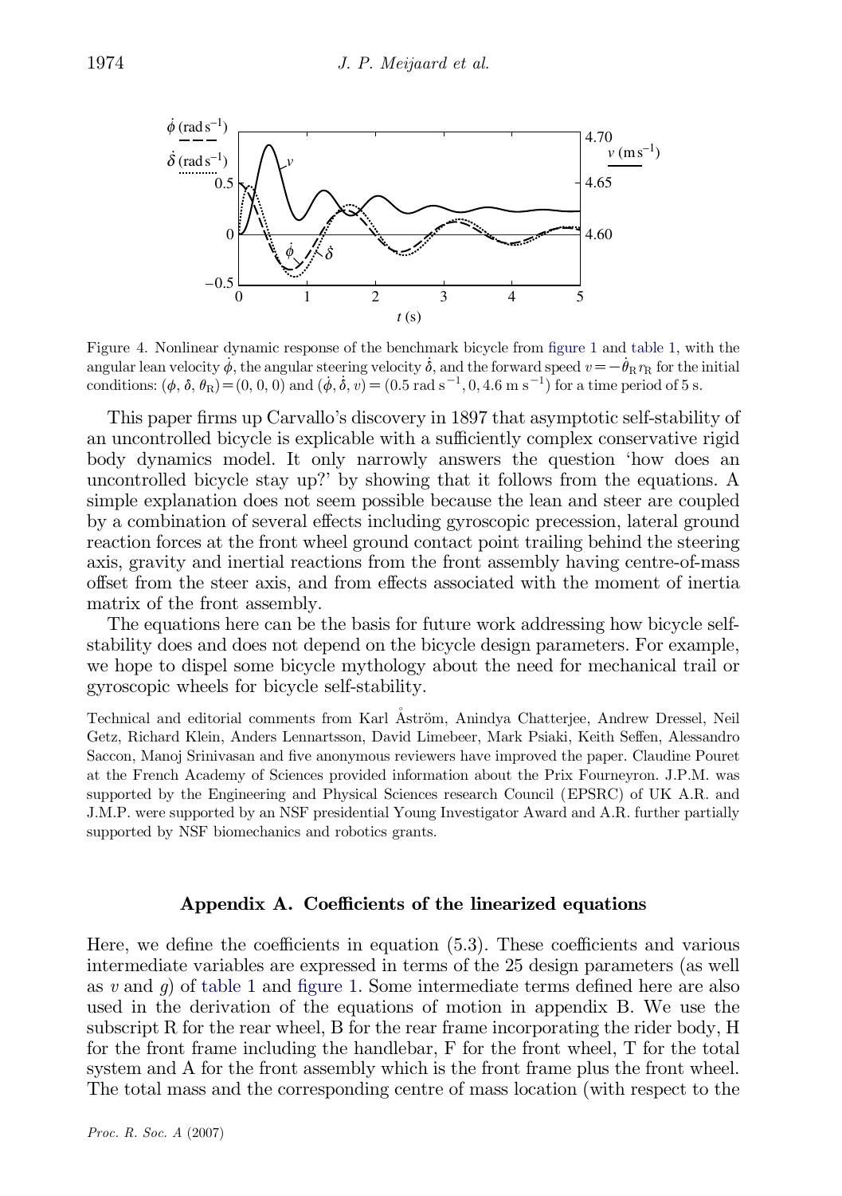$\dot{\phi}$ (rad s$^{-1}$)

$\dot{\delta}$ (rad s$^{-1}$)

0.5

0

−0.5

0 1 2 3 4 5

$t$ (s)

4.70

$v$ (m s$^{-1}$)

4.65

4.60

$v$

$\dot{\phi}$

$\dot{\delta}$

Figure 4. Nonlinear dynamic response of the benchmark bicycle from figure 1 and table 1, with the angular lean velocity $\dot{\phi}$, the angular steering velocity $\dot{\delta}$, and the forward speed $v = -\dot{\theta}_R r_R$ for the initial conditions: $(\phi, \delta, \theta_R) = (0, 0, 0)$ and $(\dot{\phi}, \dot{\delta}, v) = (0.5 \text{ rad s}^{-1}, 0, 4.6 \text{ m s}^{-1})$ for a time period of 5 s.

This paper firms up Carvallo's discovery in 1897 that asymptotic self-stability of an uncontrolled bicycle is explicable with a sufficiently complex conservative rigid body dynamics model. It only narrowly answers the question 'how does an uncontrolled bicycle stay up?' by showing that it follows from the equations. A simple explanation does not seem possible because the lean and steer are coupled by a combination of several effects including gyroscopic precession, lateral ground reaction forces at the front wheel ground contact point trailing behind the steering axis, gravity and inertial reactions from the front assembly having centre-of-mass offset from the steer axis, and from effects associated with the moment of inertia matrix of the front assembly.

The equations here can be the basis for future work addressing how bicycle self-stability does and does not depend on the bicycle design parameters. For example, we hope to dispel some bicycle mythology about the need for mechanical trail or gyroscopic wheels for bicycle self-stability.

Technical and editorial comments from Karl Åström, Anindya Chatterjee, Andrew Dressel, Neil Getz, Richard Klein, Anders Lennartsson, David Limebeer, Mark Psiaki, Keith Seffen, Alessandro Saccon, Manoj Srinivasan and five anonymous reviewers have improved the paper. Claudine Pouret at the French Academy of Sciences provided information about the Prix Fourneyron. J.P.M. was supported by the Engineering and Physical Sciences research Council (EPSRC) of UK A.R. and J.M.P. were supported by an NSF presidential Young Investigator Award and A.R. further partially supported by NSF biomechanics and robotics grants.

## Appendix A. Coefficients of the linearized equations

Here, we define the coefficients in equation (5.3). These coefficients and various intermediate variables are expressed in terms of the 25 design parameters (as well as $v$ and $g$) of table 1 and figure 1. Some intermediate terms defined here are also used in the derivation of the equations of motion in appendix B. We use the subscript R for the rear wheel, B for the rear frame incorporating the rider body, H for the front frame including the handlebar, F for the front wheel, T for the total system and A for the front assembly which is the front frame plus the front wheel. The total mass and the corresponding centre of mass location (with respect to the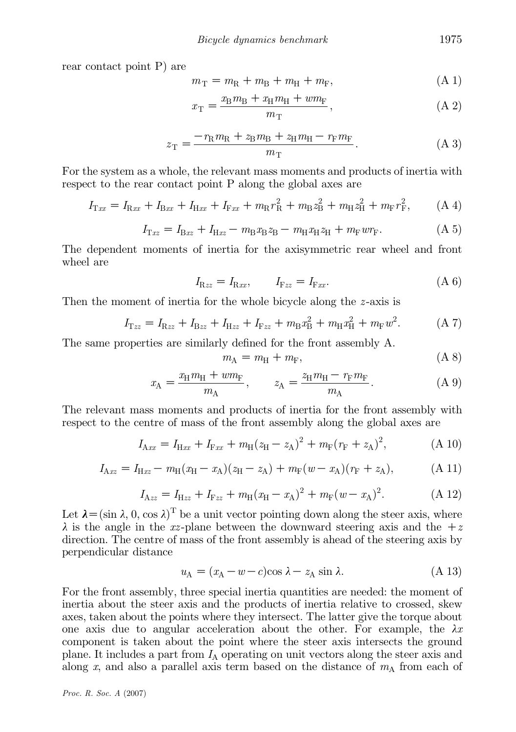rear contact point P) are

$$m_{\mathrm{T}} = m_{\mathrm{R}} + m_{\mathrm{B}} + m_{\mathrm{H}} + m_{\mathrm{F}}, \tag{A 1}$$

$$x_{\mathrm{T}} = \frac{x_{\mathrm{B}} m_{\mathrm{B}} + x_{\mathrm{H}} m_{\mathrm{H}} + w m_{\mathrm{F}}}{m_{\mathrm{T}}}, \tag{A 2}$$

$$z_{\mathrm{T}} = \frac{-r_{\mathrm{R}} m_{\mathrm{R}} + z_{\mathrm{B}} m_{\mathrm{B}} + z_{\mathrm{H}} m_{\mathrm{H}} - r_{\mathrm{F}} m_{\mathrm{F}}}{m_{\mathrm{T}}}. \tag{A 3}$$

For the system as a whole, the relevant mass moments and products of inertia with respect to the rear contact point P along the global axes are

$$I_{\mathrm{T}xx} = I_{\mathrm{R}xx} + I_{\mathrm{B}xx} + I_{\mathrm{H}xx} + I_{\mathrm{F}xx} + m_{\mathrm{R}} r_{\mathrm{R}}^2 + m_{\mathrm{B}} z_{\mathrm{B}}^2 + m_{\mathrm{H}} z_{\mathrm{H}}^2 + m_{\mathrm{F}} r_{\mathrm{F}}^2, \tag{A 4}$$

$$I_{\mathrm{T}xz} = I_{\mathrm{B}xz} + I_{\mathrm{H}xz} - m_{\mathrm{B}} x_{\mathrm{B}} z_{\mathrm{B}} - m_{\mathrm{H}} x_{\mathrm{H}} z_{\mathrm{H}} + m_{\mathrm{F}} w r_{\mathrm{F}}. \tag{A 5}$$

The dependent moments of inertia for the axisymmetric rear wheel and front wheel are

$$I_{\mathrm{R}zz} = I_{\mathrm{R}xx}, \qquad I_{\mathrm{F}zz} = I_{\mathrm{F}xx}. \tag{A 6}$$

Then the moment of inertia for the whole bicycle along the $z$-axis is

$$I_{\mathrm{T}zz} = I_{\mathrm{R}zz} + I_{\mathrm{B}zz} + I_{\mathrm{H}zz} + I_{\mathrm{F}zz} + m_{\mathrm{B}} x_{\mathrm{B}}^2 + m_{\mathrm{H}} x_{\mathrm{H}}^2 + m_{\mathrm{F}} w^2. \tag{A 7}$$

The same properties are similarly defined for the front assembly A.

$$m_{\mathrm{A}} = m_{\mathrm{H}} + m_{\mathrm{F}}, \tag{A 8}$$

$$x_{\mathrm{A}} = \frac{x_{\mathrm{H}} m_{\mathrm{H}} + w m_{\mathrm{F}}}{m_{\mathrm{A}}}, \qquad z_{\mathrm{A}} = \frac{z_{\mathrm{H}} m_{\mathrm{H}} - r_{\mathrm{F}} m_{\mathrm{F}}}{m_{\mathrm{A}}}. \tag{A 9}$$

The relevant mass moments and products of inertia for the front assembly with respect to the centre of mass of the front assembly along the global axes are

$$I_{\mathrm{A}xx} = I_{\mathrm{H}xx} + I_{\mathrm{F}xx} + m_{\mathrm{H}}(z_{\mathrm{H}} - z_{\mathrm{A}})^2 + m_{\mathrm{F}}(r_{\mathrm{F}} + z_{\mathrm{A}})^2, \tag{A 10}$$

$$I_{\mathrm{A}xz} = I_{\mathrm{H}xz} - m_{\mathrm{H}}(x_{\mathrm{H}} - x_{\mathrm{A}})(z_{\mathrm{H}} - z_{\mathrm{A}}) + m_{\mathrm{F}}(w - x_{\mathrm{A}})(r_{\mathrm{F}} + z_{\mathrm{A}}), \tag{A 11}$$

$$I_{\mathrm{A}zz} = I_{\mathrm{H}zz} + I_{\mathrm{F}zz} + m_{\mathrm{H}}(x_{\mathrm{H}} - x_{\mathrm{A}})^2 + m_{\mathrm{F}}(w - x_{\mathrm{A}})^2. \tag{A 12}$$

Let $\boldsymbol{\lambda} = (\sin\lambda, 0, \cos\lambda)^{\mathrm{T}}$ be a unit vector pointing down along the steer axis, where $\lambda$ is the angle in the $xz$-plane between the downward steering axis and the $+z$ direction. The centre of mass of the front assembly is ahead of the steering axis by perpendicular distance

$$u_{\mathrm{A}} = (x_{\mathrm{A}} - w - c)\cos\lambda - z_{\mathrm{A}} \sin\lambda. \tag{A 13}$$

For the front assembly, three special inertia quantities are needed: the moment of inertia about the steer axis and the products of inertia relative to crossed, skew axes, taken about the points where they intersect. The latter give the torque about one axis due to angular acceleration about the other. For example, the $\lambda x$ component is taken about the point where the steer axis intersects the ground plane. It includes a part from $I_{\mathrm{A}}$ operating on unit vectors along the steer axis and along $x$, and also a parallel axis term based on the distance of $m_{\mathrm{A}}$ from each of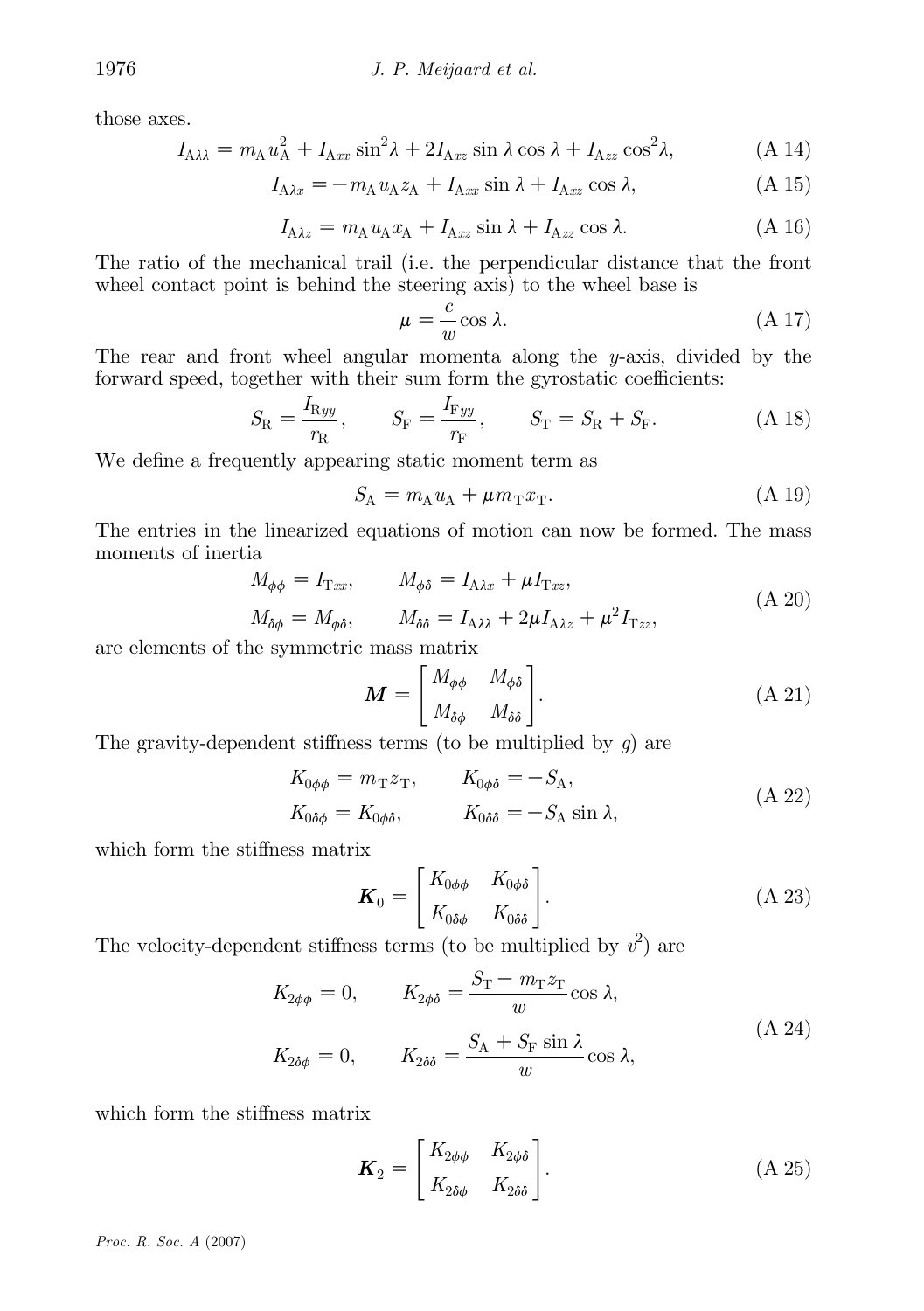those axes.

$$I_{\mathrm{A}\lambda\lambda} = m_{\mathrm{A}} u_{\mathrm{A}}^2 + I_{\mathrm{A}xx} \sin^2\lambda + 2I_{\mathrm{A}xz} \sin\lambda \cos\lambda + I_{\mathrm{A}zz} \cos^2\lambda, \tag{A 14}$$

$$I_{\mathrm{A}\lambda x} = -m_{\mathrm{A}} u_{\mathrm{A}} z_{\mathrm{A}} + I_{\mathrm{A}xx} \sin\lambda + I_{\mathrm{A}xz} \cos\lambda, \tag{A 15}$$

$$I_{\mathrm{A}\lambda z} = m_{\mathrm{A}} u_{\mathrm{A}} x_{\mathrm{A}} + I_{\mathrm{A}xz} \sin\lambda + I_{\mathrm{A}zz} \cos\lambda. \tag{A 16}$$

The ratio of the mechanical trail (i.e. the perpendicular distance that the front wheel contact point is behind the steering axis) to the wheel base is

$$\mu = \frac{c}{w} \cos\lambda. \tag{A 17}$$

The rear and front wheel angular momenta along the $y$-axis, divided by the forward speed, together with their sum form the gyrostatic coefficients:

$$S_{\mathrm{R}} = \frac{I_{\mathrm{R}yy}}{r_{\mathrm{R}}}, \qquad S_{\mathrm{F}} = \frac{I_{\mathrm{F}yy}}{r_{\mathrm{F}}}, \qquad S_{\mathrm{T}} = S_{\mathrm{R}} + S_{\mathrm{F}}. \tag{A 18}$$

We define a frequently appearing static moment term as

$$S_{\mathrm{A}} = m_{\mathrm{A}} u_{\mathrm{A}} + \mu m_{\mathrm{T}} x_{\mathrm{T}}. \tag{A 19}$$

The entries in the linearized equations of motion can now be formed. The mass moments of inertia

$$\begin{aligned} M_{\phi\phi} &= I_{\mathrm{T}xx}, \qquad & M_{\phi\delta} &= I_{\mathrm{A}\lambda x} + \mu I_{\mathrm{T}xz}, \\ M_{\delta\phi} &= M_{\phi\delta}, \qquad & M_{\delta\delta} &= I_{\mathrm{A}\lambda\lambda} + 2\mu I_{\mathrm{A}\lambda z} + \mu^2 I_{\mathrm{T}zz}, \end{aligned} \tag{A 20}$$

are elements of the symmetric mass matrix

$$\boldsymbol{M} = \begin{bmatrix} M_{\phi\phi} & M_{\phi\delta} \\ M_{\delta\phi} & M_{\delta\delta} \end{bmatrix}. \tag{A 21}$$

The gravity-dependent stiffness terms (to be multiplied by $g$) are

$$\begin{aligned} K_{0\phi\phi} &= m_{\mathrm{T}} z_{\mathrm{T}}, \qquad & K_{0\phi\delta} &= -S_{\mathrm{A}}, \\ K_{0\delta\phi} &= K_{0\phi\delta}, \qquad & K_{0\delta\delta} &= -S_{\mathrm{A}} \sin\lambda, \end{aligned} \tag{A 22}$$

which form the stiffness matrix

$$\boldsymbol{K}_0 = \begin{bmatrix} K_{0\phi\phi} & K_{0\phi\delta} \\ K_{0\delta\phi} & K_{0\delta\delta} \end{bmatrix}. \tag{A 23}$$

The velocity-dependent stiffness terms (to be multiplied by $v^2$) are

$$\begin{aligned} K_{2\phi\phi} &= 0, \qquad & K_{2\phi\delta} &= \frac{S_{\mathrm{T}} - m_{\mathrm{T}} z_{\mathrm{T}}}{w} \cos\lambda, \\ K_{2\delta\phi} &= 0, \qquad & K_{2\delta\delta} &= \frac{S_{\mathrm{A}} + S_{\mathrm{F}} \sin\lambda}{w} \cos\lambda, \end{aligned} \tag{A 24}$$

which form the stiffness matrix

$$\boldsymbol{K}_2 = \begin{bmatrix} K_{2\phi\phi} & K_{2\phi\delta} \\ K_{2\delta\phi} & K_{2\delta\delta} \end{bmatrix}. \tag{A 25}$$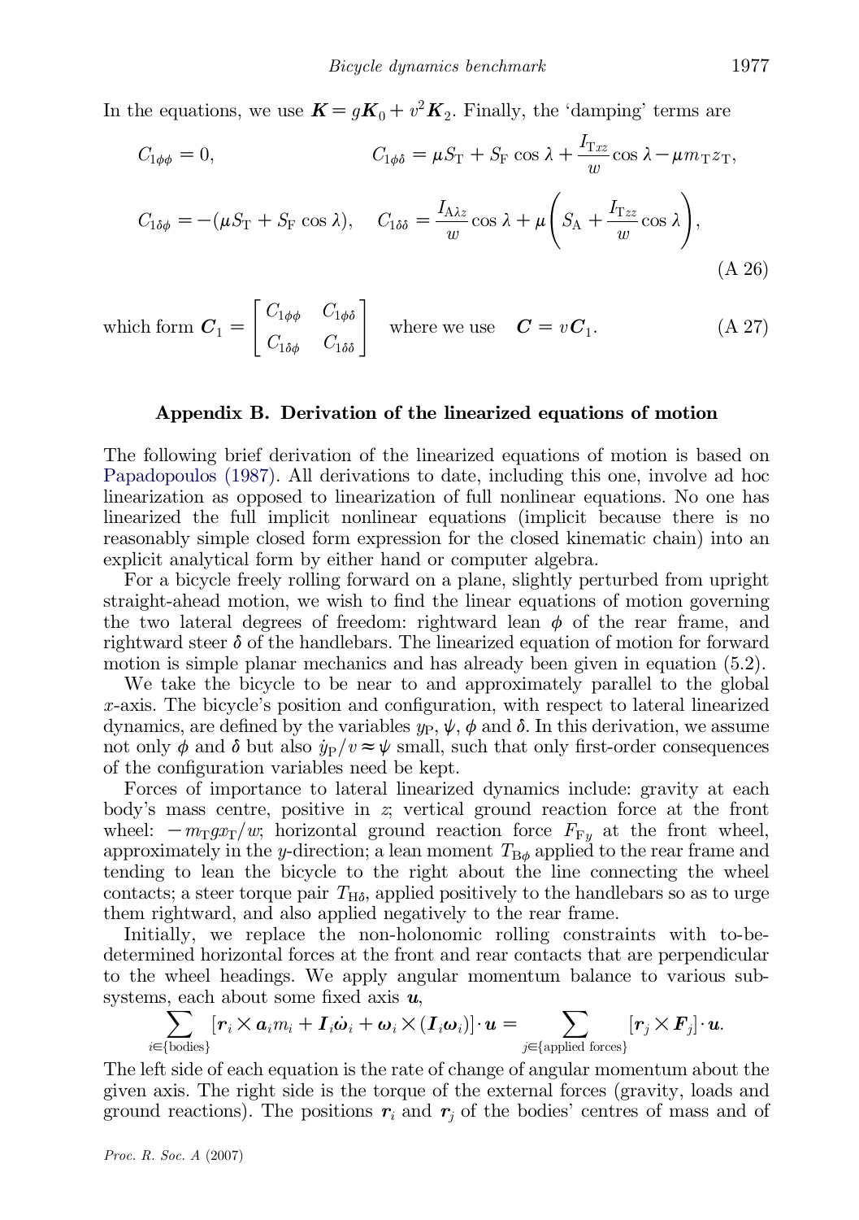In the equations, we use $\boldsymbol{K} = g\boldsymbol{K}_0 + v^2\boldsymbol{K}_2$. Finally, the 'damping' terms are

$$
\begin{aligned}
&C_{1\phi\phi} = 0, && C_{1\phi\delta} = \mu S_{\mathrm{T}} + S_{\mathrm{F}} \cos\lambda + \frac{I_{\mathrm{T}xz}}{w}\cos\lambda - \mu m_{\mathrm{T}} z_{\mathrm{T}}, \\
&C_{1\delta\phi} = -(\mu S_{\mathrm{T}} + S_{\mathrm{F}} \cos\lambda), && C_{1\delta\delta} = \frac{I_{\mathrm{A}\lambda z}}{w}\cos\lambda + \mu\left(S_{\mathrm{A}} + \frac{I_{\mathrm{T}zz}}{w}\cos\lambda\right),
\end{aligned}
\tag{A 26}
$$

$$
\text{which form } \boldsymbol{C}_1 = \begin{bmatrix} C_{1\phi\phi} & C_{1\phi\delta} \\ C_{1\delta\phi} & C_{1\delta\delta} \end{bmatrix} \quad \text{where we use} \quad \boldsymbol{C} = v\boldsymbol{C}_1. \tag{A 27}
$$

## Appendix B. Derivation of the linearized equations of motion

The following brief derivation of the linearized equations of motion is based on Papadopoulos (1987). All derivations to date, including this one, involve ad hoc linearization as opposed to linearization of full nonlinear equations. No one has linearized the full implicit nonlinear equations (implicit because there is no reasonably simple closed form expression for the closed kinematic chain) into an explicit analytical form by either hand or computer algebra.

For a bicycle freely rolling forward on a plane, slightly perturbed from upright straight-ahead motion, we wish to find the linear equations of motion governing the two lateral degrees of freedom: rightward lean $\phi$ of the rear frame, and rightward steer $\delta$ of the handlebars. The linearized equation of motion for forward motion is simple planar mechanics and has already been given in equation (5.2).

We take the bicycle to be near to and approximately parallel to the global $x$-axis. The bicycle's position and configuration, with respect to lateral linearized dynamics, are defined by the variables $y_{\mathrm{P}}$, $\psi$, $\phi$ and $\delta$. In this derivation, we assume not only $\phi$ and $\delta$ but also $\dot{y}_{\mathrm{P}}/v \approx \psi$ small, such that only first-order consequences of the configuration variables need be kept.

Forces of importance to lateral linearized dynamics include: gravity at each body's mass centre, positive in $z$; vertical ground reaction force at the front wheel: $-m_{\mathrm{T}} g x_{\mathrm{T}}/w$; horizontal ground reaction force $F_{\mathrm{F}y}$ at the front wheel, approximately in the $y$-direction; a lean moment $T_{\mathrm{B}\phi}$ applied to the rear frame and tending to lean the bicycle to the right about the line connecting the wheel contacts; a steer torque pair $T_{\mathrm{H}\delta}$, applied positively to the handlebars so as to urge them rightward, and also applied negatively to the rear frame.

Initially, we replace the non-holonomic rolling constraints with to-be-determined horizontal forces at the front and rear contacts that are perpendicular to the wheel headings. We apply angular momentum balance to various subsystems, each about some fixed axis $\boldsymbol{u}$,

$$
\sum_{i \in \{\text{bodies}\}} [\boldsymbol{r}_i \times \boldsymbol{a}_i m_i + \boldsymbol{I}_i \dot{\boldsymbol{\omega}}_i + \boldsymbol{\omega}_i \times (\boldsymbol{I}_i \boldsymbol{\omega}_i)] \cdot \boldsymbol{u} = \sum_{j \in \{\text{applied forces}\}} [\boldsymbol{r}_j \times \boldsymbol{F}_j] \cdot \boldsymbol{u}.
$$

The left side of each equation is the rate of change of angular momentum about the given axis. The right side is the torque of the external forces (gravity, loads and ground reactions). The positions $\boldsymbol{r}_i$ and $\boldsymbol{r}_j$ of the bodies' centres of mass and of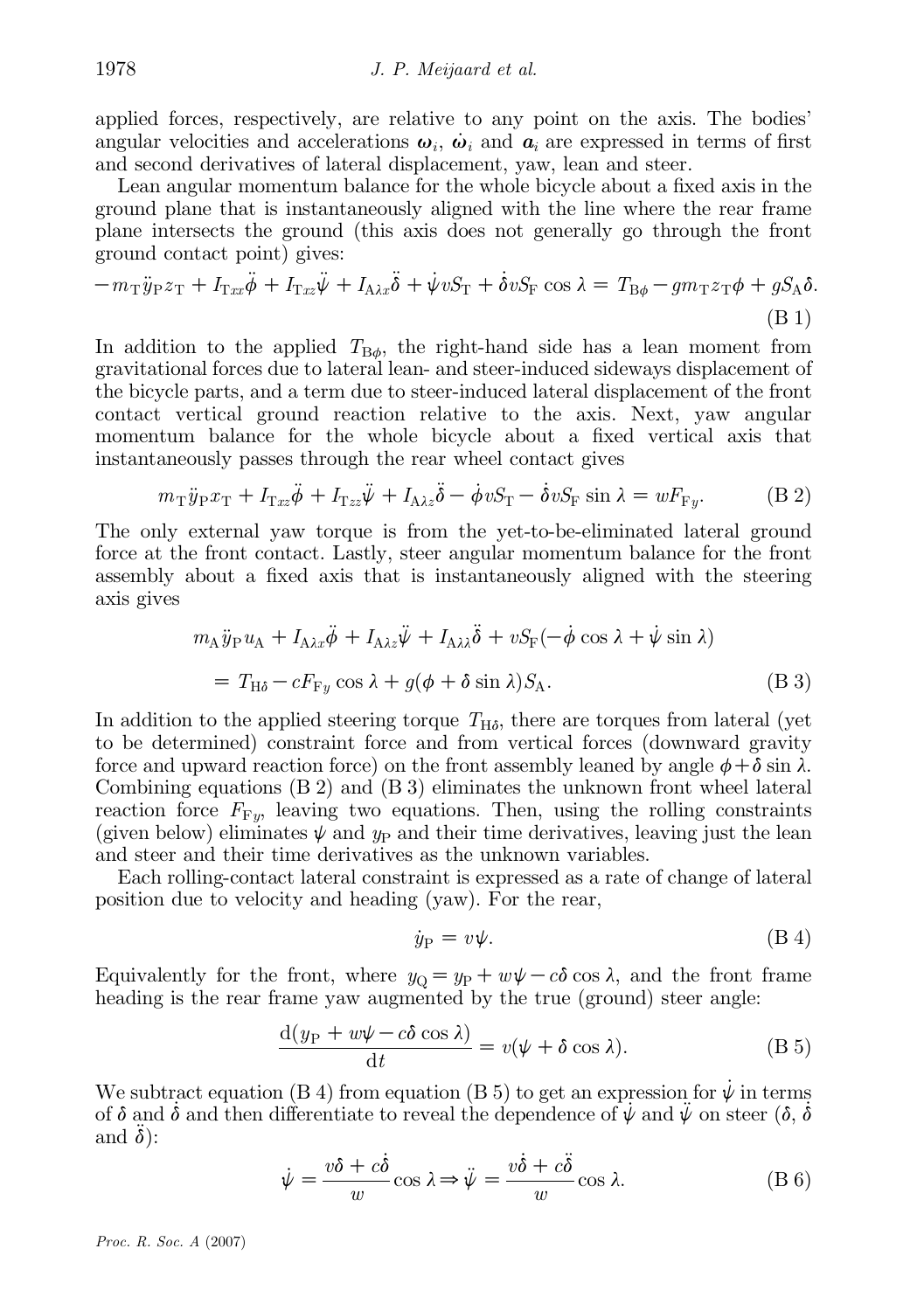applied forces, respectively, are relative to any point on the axis. The bodies' angular velocities and accelerations $\boldsymbol{\omega}_i$, $\dot{\boldsymbol{\omega}}_i$ and $\boldsymbol{a}_i$ are expressed in terms of first and second derivatives of lateral displacement, yaw, lean and steer.

Lean angular momentum balance for the whole bicycle about a fixed axis in the ground plane that is instantaneously aligned with the line where the rear frame plane intersects the ground (this axis does not generally go through the front ground contact point) gives:

$$-m_{\mathrm{T}}\ddot{y}_{\mathrm{P}}z_{\mathrm{T}} + I_{\mathrm{T}xx}\ddot{\phi} + I_{\mathrm{T}xz}\ddot{\psi} + I_{\mathrm{A}\lambda x}\ddot{\delta} + \dot{\psi}vS_{\mathrm{T}} + \dot{\delta}vS_{\mathrm{F}}\cos\lambda = T_{\mathrm{B}\phi} - gm_{\mathrm{T}}z_{\mathrm{T}}\phi + gS_{\mathrm{A}}\delta. \tag{B 1}$$

In addition to the applied $T_{\mathrm{B}\phi}$, the right-hand side has a lean moment from gravitational forces due to lateral lean- and steer-induced sideways displacement of the bicycle parts, and a term due to steer-induced lateral displacement of the front contact vertical ground reaction relative to the axis. Next, yaw angular momentum balance for the whole bicycle about a fixed vertical axis that instantaneously passes through the rear wheel contact gives

$$m_{\mathrm{T}}\ddot{y}_{\mathrm{P}}x_{\mathrm{T}} + I_{\mathrm{T}xz}\ddot{\phi} + I_{\mathrm{T}zz}\ddot{\psi} + I_{\mathrm{A}\lambda z}\ddot{\delta} - \dot{\phi}vS_{\mathrm{T}} - \dot{\delta}vS_{\mathrm{F}}\sin\lambda = wF_{\mathrm{F}y}. \tag{B 2}$$

The only external yaw torque is from the yet-to-be-eliminated lateral ground force at the front contact. Lastly, steer angular momentum balance for the front assembly about a fixed axis that is instantaneously aligned with the steering axis gives

$$\begin{aligned} &m_{\mathrm{A}}\ddot{y}_{\mathrm{P}}u_{\mathrm{A}} + I_{\mathrm{A}\lambda x}\ddot{\phi} + I_{\mathrm{A}\lambda z}\ddot{\psi} + I_{\mathrm{A}\lambda\lambda}\ddot{\delta} + vS_{\mathrm{F}}(-\dot{\phi}\cos\lambda + \dot{\psi}\sin\lambda) \\ &\quad = T_{\mathrm{H}\delta} - cF_{\mathrm{F}y}\cos\lambda + g(\phi + \delta\sin\lambda)S_{\mathrm{A}}. \end{aligned} \tag{B 3}$$

In addition to the applied steering torque $T_{\mathrm{H}\delta}$, there are torques from lateral (yet to be determined) constraint force and from vertical forces (downward gravity force and upward reaction force) on the front assembly leaned by angle $\phi + \delta\sin\lambda$. Combining equations (B 2) and (B 3) eliminates the unknown front wheel lateral reaction force $F_{\mathrm{F}y}$, leaving two equations. Then, using the rolling constraints (given below) eliminates $\psi$ and $y_{\mathrm{P}}$ and their time derivatives, leaving just the lean and steer and their time derivatives as the unknown variables.

Each rolling-contact lateral constraint is expressed as a rate of change of lateral position due to velocity and heading (yaw). For the rear,

$$\dot{y}_{\mathrm{P}} = v\psi. \tag{B 4}$$

Equivalently for the front, where $y_{\mathrm{Q}} = y_{\mathrm{P}} + w\psi - c\delta\cos\lambda$, and the front frame heading is the rear frame yaw augmented by the true (ground) steer angle:

$$\frac{\mathrm{d}(y_{\mathrm{P}} + w\psi - c\delta\cos\lambda)}{\mathrm{d}t} = v(\psi + \delta\cos\lambda). \tag{B 5}$$

We subtract equation (B 4) from equation (B 5) to get an expression for $\dot{\psi}$ in terms of $\delta$ and $\dot{\delta}$ and then differentiate to reveal the dependence of $\dot{\psi}$ and $\ddot{\psi}$ on steer ($\delta$, $\dot{\delta}$ and $\ddot{\delta}$):

$$\dot{\psi} = \frac{v\delta + c\dot{\delta}}{w}\cos\lambda \Rightarrow \ddot{\psi} = \frac{v\dot{\delta} + c\ddot{\delta}}{w}\cos\lambda. \tag{B 6}$$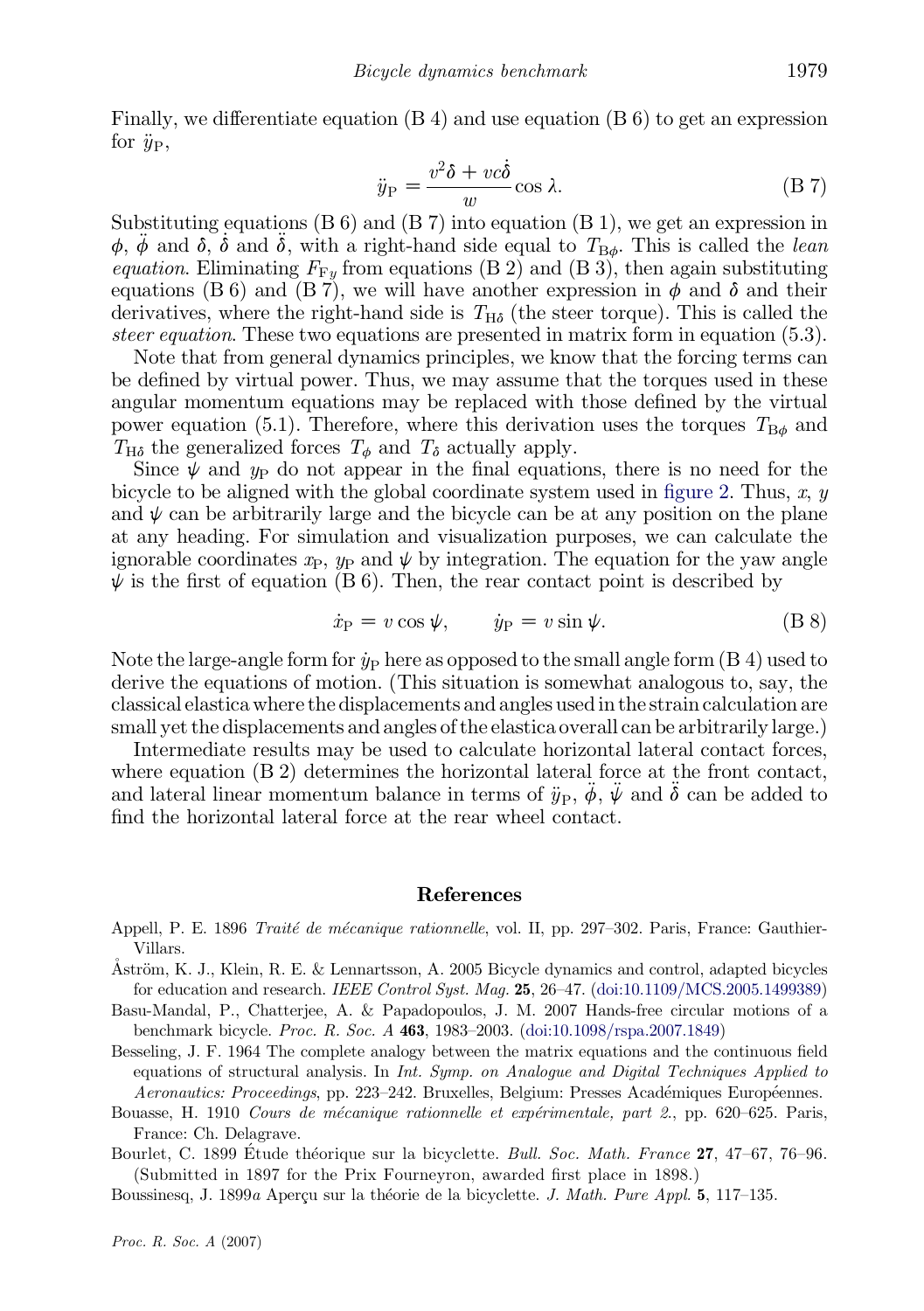Finally, we differentiate equation (B 4) and use equation (B 6) to get an expression for $\ddot{y}_{\rm P}$,

$$\ddot{y}_{\rm P} = \frac{v^2\delta + vc\dot{\delta}}{w}\cos\lambda. \tag{B 7}$$

Substituting equations (B 6) and (B 7) into equation (B 1), we get an expression in $\phi$, $\ddot{\phi}$ and $\delta$, $\dot{\delta}$ and $\ddot{\delta}$, with a right-hand side equal to $T_{{\rm B}\phi}$. This is called the *lean equation*. Eliminating $F_{{\rm F}y}$ from equations (B 2) and (B 3), then again substituting equations (B 6) and (B 7), we will have another expression in $\phi$ and $\delta$ and their derivatives, where the right-hand side is $T_{{\rm H}\delta}$ (the steer torque). This is called the *steer equation*. These two equations are presented in matrix form in equation (5.3).

Note that from general dynamics principles, we know that the forcing terms can be defined by virtual power. Thus, we may assume that the torques used in these angular momentum equations may be replaced with those defined by the virtual power equation (5.1). Therefore, where this derivation uses the torques $T_{{\rm B}\phi}$ and $T_{{\rm H}\delta}$ the generalized forces $T_\phi$ and $T_\delta$ actually apply.

Since $\psi$ and $y_{\rm P}$ do not appear in the final equations, there is no need for the bicycle to be aligned with the global coordinate system used in figure 2. Thus, $x$, $y$ and $\psi$ can be arbitrarily large and the bicycle can be at any position on the plane at any heading. For simulation and visualization purposes, we can calculate the ignorable coordinates $x_{\rm P}$, $y_{\rm P}$ and $\psi$ by integration. The equation for the yaw angle $\psi$ is the first of equation (B 6). Then, the rear contact point is described by

$$\dot{x}_{\rm P} = v\cos\psi, \qquad \dot{y}_{\rm P} = v\sin\psi. \tag{B 8}$$

Note the large-angle form for $\dot{y}_{\rm P}$ here as opposed to the small angle form (B 4) used to derive the equations of motion. (This situation is somewhat analogous to, say, the classical elastica where the displacements and angles used in the strain calculation are small yet the displacements and angles of the elastica overall can be arbitrarily large.)

Intermediate results may be used to calculate horizontal lateral contact forces, where equation (B 2) determines the horizontal lateral force at the front contact, and lateral linear momentum balance in terms of $\ddot{y}_{\rm P}$, $\ddot{\phi}$, $\ddot{\psi}$ and $\ddot{\delta}$ can be added to find the horizontal lateral force at the rear wheel contact.

## References

Appell, P. E. 1896 *Traité de mécanique rationnelle*, vol. II, pp. 297–302. Paris, France: Gauthier-Villars.

Åström, K. J., Klein, R. E. & Lennartsson, A. 2005 Bicycle dynamics and control, adapted bicycles for education and research. *IEEE Control Syst. Mag.* **25**, 26–47. (doi:10.1109/MCS.2005.1499389)

Basu-Mandal, P., Chatterjee, A. & Papadopoulos, J. M. 2007 Hands-free circular motions of a benchmark bicycle. *Proc. R. Soc. A* **463**, 1983–2003. (doi:10.1098/rspa.2007.1849)

Besseling, J. F. 1964 The complete analogy between the matrix equations and the continuous field equations of structural analysis. In *Int. Symp. on Analogue and Digital Techniques Applied to Aeronautics: Proceedings*, pp. 223–242. Bruxelles, Belgium: Presses Académiques Européennes.

Bouasse, H. 1910 *Cours de mécanique rationnelle et expérimentale, part 2.*, pp. 620–625. Paris, France: Ch. Delagrave.

Bourlet, C. 1899 Étude théorique sur la bicyclette. *Bull. Soc. Math. France* **27**, 47–67, 76–96. (Submitted in 1897 for the Prix Fourneyron, awarded first place in 1898.)

Boussinesq, J. 1899*a* Aperçu sur la théorie de la bicyclette. *J. Math. Pure Appl.* **5**, 117–135.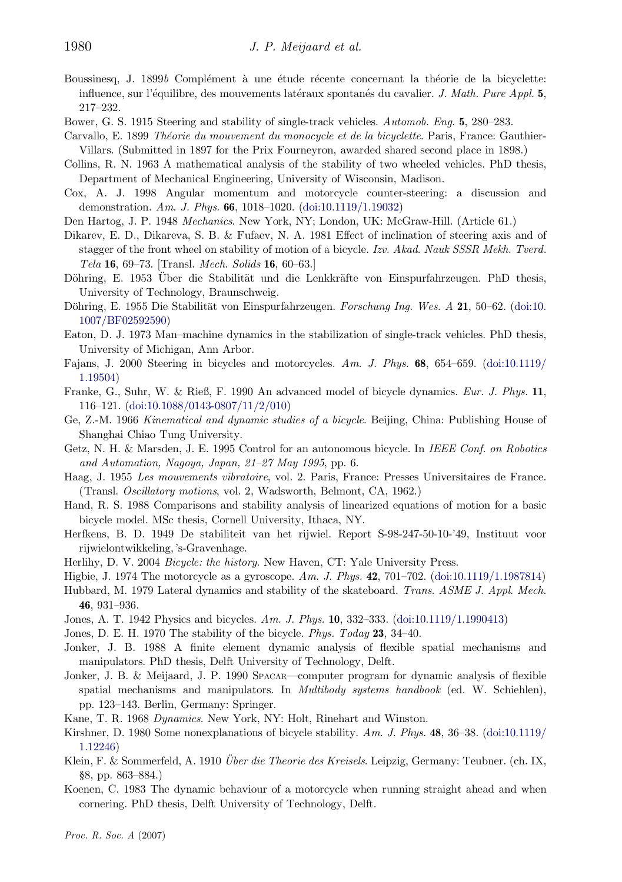Boussinesq, J. 1899*b* Complément à une étude récente concernant la théorie de la bicyclette: influence, sur l'équilibre, des mouvements latéraux spontanés du cavalier. *J. Math. Pure Appl.* **5**, 217–232.

Bower, G. S. 1915 Steering and stability of single-track vehicles. *Automob. Eng.* **5**, 280–283.

Carvallo, E. 1899 *Théorie du mouvement du monocycle et de la bicyclette*. Paris, France: Gauthier-Villars. (Submitted in 1897 for the Prix Fourneyron, awarded shared second place in 1898.)

Collins, R. N. 1963 A mathematical analysis of the stability of two wheeled vehicles. PhD thesis, Department of Mechanical Engineering, University of Wisconsin, Madison.

Cox, A. J. 1998 Angular momentum and motorcycle counter-steering: a discussion and demonstration. *Am. J. Phys.* **66**, 1018–1020. (doi:10.1119/1.19032)

Den Hartog, J. P. 1948 *Mechanics*. New York, NY; London, UK: McGraw-Hill. (Article 61.)

Dikarev, E. D., Dikareva, S. B. & Fufaev, N. A. 1981 Effect of inclination of steering axis and of stagger of the front wheel on stability of motion of a bicycle. *Izv. Akad. Nauk SSSR Mekh. Tverd. Tela* **16**, 69–73. [Transl. *Mech. Solids* **16**, 60–63.]

Döhring, E. 1953 Über die Stabilität und die Lenkkräfte von Einspurfahrzeugen. PhD thesis, University of Technology, Braunschweig.

Döhring, E. 1955 Die Stabilität von Einspurfahrzeugen. *Forschung Ing. Wes. A* **21**, 50–62. (doi:10.1007/BF02592590)

Eaton, D. J. 1973 Man–machine dynamics in the stabilization of single-track vehicles. PhD thesis, University of Michigan, Ann Arbor.

Fajans, J. 2000 Steering in bicycles and motorcycles. *Am. J. Phys.* **68**, 654–659. (doi:10.1119/1.19504)

Franke, G., Suhr, W. & Rieß, F. 1990 An advanced model of bicycle dynamics. *Eur. J. Phys.* **11**, 116–121. (doi:10.1088/0143-0807/11/2/010)

Ge, Z.-M. 1966 *Kinematical and dynamic studies of a bicycle*. Beijing, China: Publishing House of Shanghai Chiao Tung University.

Getz, N. H. & Marsden, J. E. 1995 Control for an autonomous bicycle. In *IEEE Conf. on Robotics and Automation, Nagoya, Japan, 21–27 May 1995*, pp. 6.

Haag, J. 1955 *Les mouvements vibratoire*, vol. 2. Paris, France: Presses Universitaires de France. (Transl. *Oscillatory motions*, vol. 2, Wadsworth, Belmont, CA, 1962.)

Hand, R. S. 1988 Comparisons and stability analysis of linearized equations of motion for a basic bicycle model. MSc thesis, Cornell University, Ithaca, NY.

Herfkens, B. D. 1949 De stabiliteit van het rijwiel. Report S-98-247-50-10-'49, Instituut voor rijwielontwikkeling, 's-Gravenhage.

Herlihy, D. V. 2004 *Bicycle: the history*. New Haven, CT: Yale University Press.

Higbie, J. 1974 The motorcycle as a gyroscope. *Am. J. Phys.* **42**, 701–702. (doi:10.1119/1.1987814)

Hubbard, M. 1979 Lateral dynamics and stability of the skateboard. *Trans. ASME J. Appl. Mech.* **46**, 931–936.

Jones, A. T. 1942 Physics and bicycles. *Am. J. Phys.* **10**, 332–333. (doi:10.1119/1.1990413)

Jones, D. E. H. 1970 The stability of the bicycle. *Phys. Today* **23**, 34–40.

Jonker, J. B. 1988 A finite element dynamic analysis of flexible spatial mechanisms and manipulators. PhD thesis, Delft University of Technology, Delft.

Jonker, J. B. & Meijaard, J. P. 1990 SPACAR—computer program for dynamic analysis of flexible spatial mechanisms and manipulators. In *Multibody systems handbook* (ed. W. Schiehlen), pp. 123–143. Berlin, Germany: Springer.

Kane, T. R. 1968 *Dynamics*. New York, NY: Holt, Rinehart and Winston.

Kirshner, D. 1980 Some nonexplanations of bicycle stability. *Am. J. Phys.* **48**, 36–38. (doi:10.1119/1.12246)

Klein, F. & Sommerfeld, A. 1910 *Über die Theorie des Kreisels*. Leipzig, Germany: Teubner. (ch. IX, §8, pp. 863–884.)

Koenen, C. 1983 The dynamic behaviour of a motorcycle when running straight ahead and when cornering. PhD thesis, Delft University of Technology, Delft.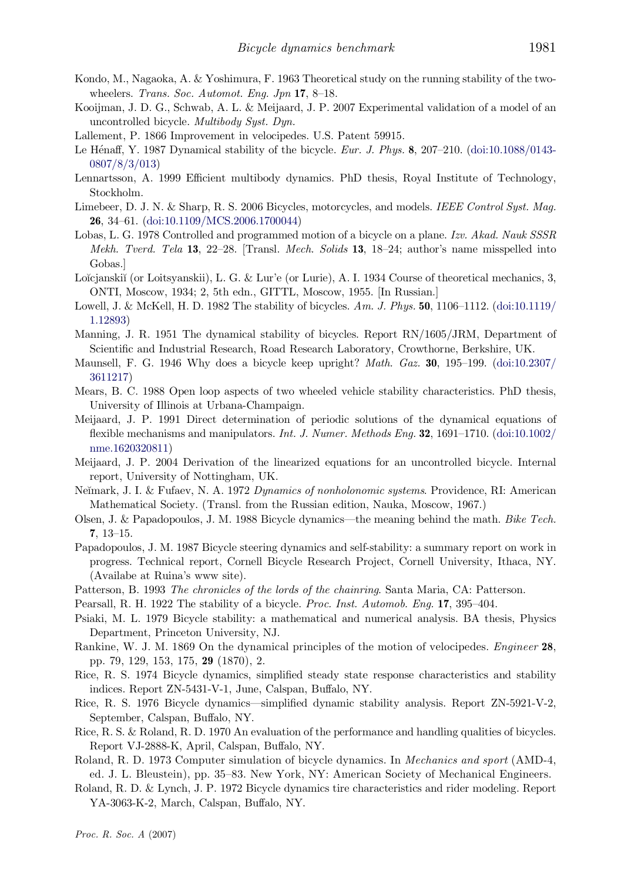Kondo, M., Nagaoka, A. & Yoshimura, F. 1963 Theoretical study on the running stability of the two-wheelers. *Trans. Soc. Automot. Eng. Jpn* **17**, 8–18.

Kooijman, J. D. G., Schwab, A. L. & Meijaard, J. P. 2007 Experimental validation of a model of an uncontrolled bicycle. *Multibody Syst. Dyn.*

Lallement, P. 1866 Improvement in velocipedes. U.S. Patent 59915.

Le Hénaff, Y. 1987 Dynamical stability of the bicycle. *Eur. J. Phys.* **8**, 207–210. (doi:10.1088/0143-0807/8/3/013)

Lennartsson, A. 1999 Efficient multibody dynamics. PhD thesis, Royal Institute of Technology, Stockholm.

Limebeer, D. J. N. & Sharp, R. S. 2006 Bicycles, motorcycles, and models. *IEEE Control Syst. Mag.* **26**, 34–61. (doi:10.1109/MCS.2006.1700044)

Lobas, L. G. 1978 Controlled and programmed motion of a bicycle on a plane. *Izv. Akad. Nauk SSSR Mekh. Tverd. Tela* **13**, 22–28. [Transl. *Mech. Solids* **13**, 18–24; author's name misspelled into Gobas.]

Loĭcjanskiĭ (or Loitsyanskii), L. G. & Lur'e (or Lurie), A. I. 1934 Course of theoretical mechanics, 3, ONTI, Moscow, 1934; 2, 5th edn., GITTL, Moscow, 1955. [In Russian.]

Lowell, J. & McKell, H. D. 1982 The stability of bicycles. *Am. J. Phys.* **50**, 1106–1112. (doi:10.1119/1.12893)

Manning, J. R. 1951 The dynamical stability of bicycles. Report RN/1605/JRM, Department of Scientific and Industrial Research, Road Research Laboratory, Crowthorne, Berkshire, UK.

Maunsell, F. G. 1946 Why does a bicycle keep upright? *Math. Gaz.* **30**, 195–199. (doi:10.2307/3611217)

Mears, B. C. 1988 Open loop aspects of two wheeled vehicle stability characteristics. PhD thesis, University of Illinois at Urbana-Champaign.

Meijaard, J. P. 1991 Direct determination of periodic solutions of the dynamical equations of flexible mechanisms and manipulators. *Int. J. Numer. Methods Eng.* **32**, 1691–1710. (doi:10.1002/nme.1620320811)

Meijaard, J. P. 2004 Derivation of the linearized equations for an uncontrolled bicycle. Internal report, University of Nottingham, UK.

Neĭmark, J. I. & Fufaev, N. A. 1972 *Dynamics of nonholonomic systems*. Providence, RI: American Mathematical Society. (Transl. from the Russian edition, Nauka, Moscow, 1967.)

Olsen, J. & Papadopoulos, J. M. 1988 Bicycle dynamics—the meaning behind the math. *Bike Tech.* **7**, 13–15.

Papadopoulos, J. M. 1987 Bicycle steering dynamics and self-stability: a summary report on work in progress. Technical report, Cornell Bicycle Research Project, Cornell University, Ithaca, NY. (Availabe at Ruina's www site).

Patterson, B. 1993 *The chronicles of the lords of the chainring*. Santa Maria, CA: Patterson.

Pearsall, R. H. 1922 The stability of a bicycle. *Proc. Inst. Automob. Eng.* **17**, 395–404.

Psiaki, M. L. 1979 Bicycle stability: a mathematical and numerical analysis. BA thesis, Physics Department, Princeton University, NJ.

Rankine, W. J. M. 1869 On the dynamical principles of the motion of velocipedes. *Engineer* **28**, pp. 79, 129, 153, 175, **29** (1870), 2.

Rice, R. S. 1974 Bicycle dynamics, simplified steady state response characteristics and stability indices. Report ZN-5431-V-1, June, Calspan, Buffalo, NY.

Rice, R. S. 1976 Bicycle dynamics—simplified dynamic stability analysis. Report ZN-5921-V-2, September, Calspan, Buffalo, NY.

Rice, R. S. & Roland, R. D. 1970 An evaluation of the performance and handling qualities of bicycles. Report VJ-2888-K, April, Calspan, Buffalo, NY.

Roland, R. D. 1973 Computer simulation of bicycle dynamics. In *Mechanics and sport* (AMD-4, ed. J. L. Bleustein), pp. 35–83. New York, NY: American Society of Mechanical Engineers.

Roland, R. D. & Lynch, J. P. 1972 Bicycle dynamics tire characteristics and rider modeling. Report YA-3063-K-2, March, Calspan, Buffalo, NY.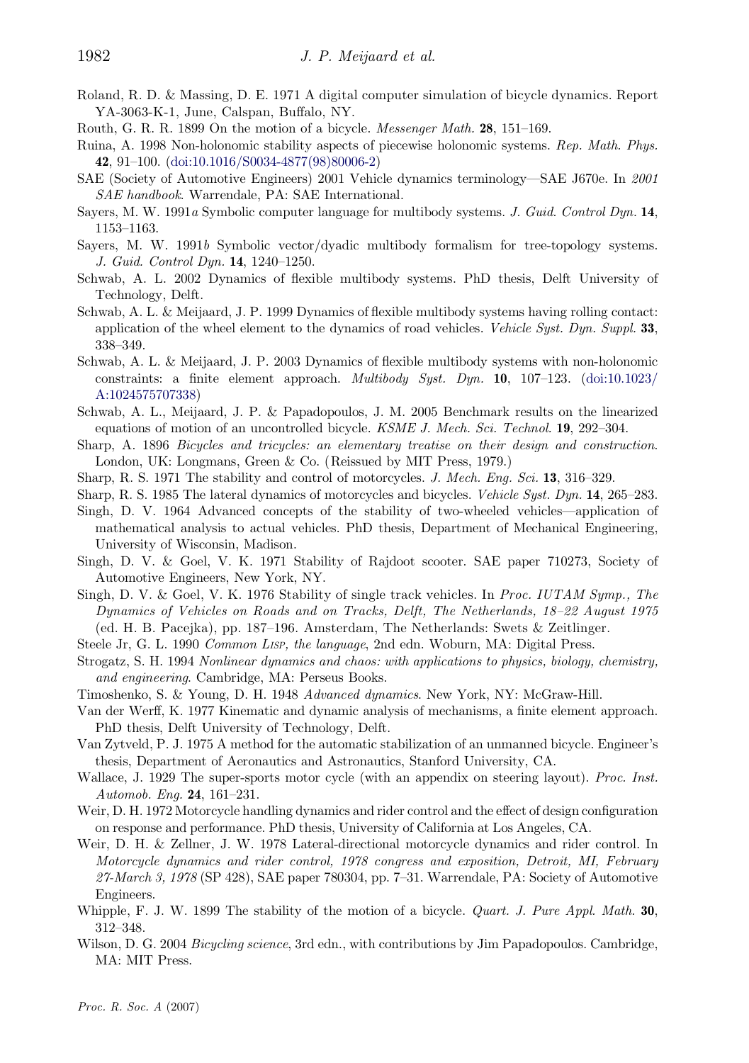Roland, R. D. & Massing, D. E. 1971 A digital computer simulation of bicycle dynamics. Report YA-3063-K-1, June, Calspan, Buffalo, NY.

Routh, G. R. R. 1899 On the motion of a bicycle. *Messenger Math.* **28**, 151–169.

Ruina, A. 1998 Non-holonomic stability aspects of piecewise holonomic systems. *Rep. Math. Phys.* **42**, 91–100. (doi:10.1016/S0034-4877(98)80006-2)

SAE (Society of Automotive Engineers) 2001 Vehicle dynamics terminology—SAE J670e. In *2001 SAE handbook*. Warrendale, PA: SAE International.

Sayers, M. W. 1991*a* Symbolic computer language for multibody systems. *J. Guid. Control Dyn.* **14**, 1153–1163.

Sayers, M. W. 1991*b* Symbolic vector/dyadic multibody formalism for tree-topology systems. *J. Guid. Control Dyn.* **14**, 1240–1250.

Schwab, A. L. 2002 Dynamics of flexible multibody systems. PhD thesis, Delft University of Technology, Delft.

Schwab, A. L. & Meijaard, J. P. 1999 Dynamics of flexible multibody systems having rolling contact: application of the wheel element to the dynamics of road vehicles. *Vehicle Syst. Dyn. Suppl.* **33**, 338–349.

Schwab, A. L. & Meijaard, J. P. 2003 Dynamics of flexible multibody systems with non-holonomic constraints: a finite element approach. *Multibody Syst. Dyn.* **10**, 107–123. (doi:10.1023/A:1024575707338)

Schwab, A. L., Meijaard, J. P. & Papadopoulos, J. M. 2005 Benchmark results on the linearized equations of motion of an uncontrolled bicycle. *KSME J. Mech. Sci. Technol.* **19**, 292–304.

Sharp, A. 1896 *Bicycles and tricycles: an elementary treatise on their design and construction*. London, UK: Longmans, Green & Co. (Reissued by MIT Press, 1979.)

Sharp, R. S. 1971 The stability and control of motorcycles. *J. Mech. Eng. Sci.* **13**, 316–329.

Sharp, R. S. 1985 The lateral dynamics of motorcycles and bicycles. *Vehicle Syst. Dyn.* **14**, 265–283.

Singh, D. V. 1964 Advanced concepts of the stability of two-wheeled vehicles—application of mathematical analysis to actual vehicles. PhD thesis, Department of Mechanical Engineering, University of Wisconsin, Madison.

Singh, D. V. & Goel, V. K. 1971 Stability of Rajdoot scooter. SAE paper 710273, Society of Automotive Engineers, New York, NY.

Singh, D. V. & Goel, V. K. 1976 Stability of single track vehicles. In *Proc. IUTAM Symp., The Dynamics of Vehicles on Roads and on Tracks, Delft, The Netherlands, 18–22 August 1975* (ed. H. B. Pacejka), pp. 187–196. Amsterdam, The Netherlands: Swets & Zeitlinger.

Steele Jr, G. L. 1990 *Common Lisp, the language*, 2nd edn. Woburn, MA: Digital Press.

Strogatz, S. H. 1994 *Nonlinear dynamics and chaos: with applications to physics, biology, chemistry, and engineering*. Cambridge, MA: Perseus Books.

Timoshenko, S. & Young, D. H. 1948 *Advanced dynamics*. New York, NY: McGraw-Hill.

Van der Werff, K. 1977 Kinematic and dynamic analysis of mechanisms, a finite element approach. PhD thesis, Delft University of Technology, Delft.

Van Zytveld, P. J. 1975 A method for the automatic stabilization of an unmanned bicycle. Engineer's thesis, Department of Aeronautics and Astronautics, Stanford University, CA.

Wallace, J. 1929 The super-sports motor cycle (with an appendix on steering layout). *Proc. Inst. Automob. Eng.* **24**, 161–231.

Weir, D. H. 1972 Motorcycle handling dynamics and rider control and the effect of design configuration on response and performance. PhD thesis, University of California at Los Angeles, CA.

Weir, D. H. & Zellner, J. W. 1978 Lateral-directional motorcycle dynamics and rider control. In *Motorcycle dynamics and rider control, 1978 congress and exposition, Detroit, MI, February 27-March 3, 1978* (SP 428), SAE paper 780304, pp. 7–31. Warrendale, PA: Society of Automotive Engineers.

Whipple, F. J. W. 1899 The stability of the motion of a bicycle. *Quart. J. Pure Appl. Math.* **30**, 312–348.

Wilson, D. G. 2004 *Bicycling science*, 3rd edn., with contributions by Jim Papadopoulos. Cambridge, MA: MIT Press.